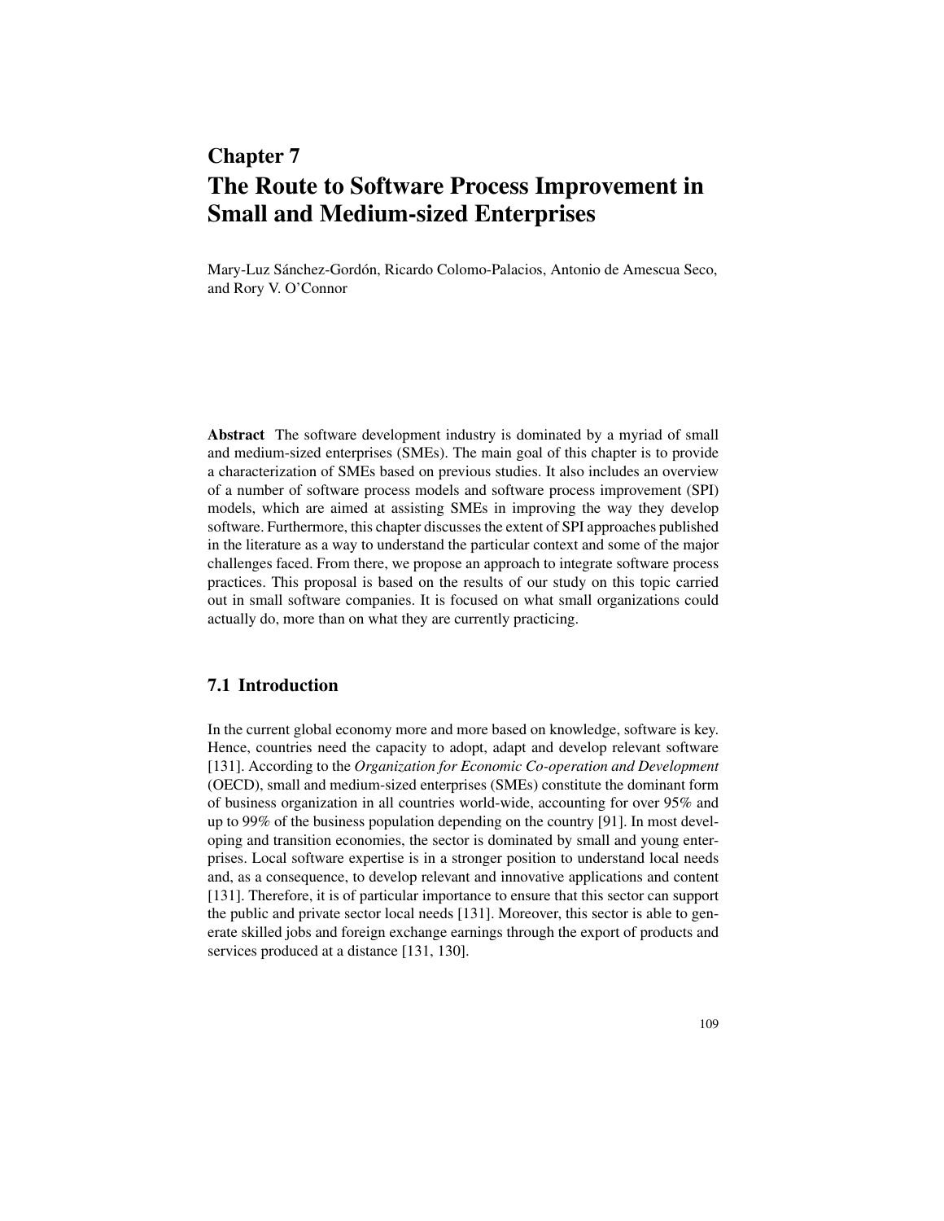# Chapter 7
# The Route to Software Process Improvement in Small and Medium-sized Enterprises

Mary-Luz Sánchez-Gordón, Ricardo Colomo-Palacios, Antonio de Amescua Seco, and Rory V. O'Connor

**Abstract** The software development industry is dominated by a myriad of small and medium-sized enterprises (SMEs). The main goal of this chapter is to provide a characterization of SMEs based on previous studies. It also includes an overview of a number of software process models and software process improvement (SPI) models, which are aimed at assisting SMEs in improving the way they develop software. Furthermore, this chapter discusses the extent of SPI approaches published in the literature as a way to understand the particular context and some of the major challenges faced. From there, we propose an approach to integrate software process practices. This proposal is based on the results of our study on this topic carried out in small software companies. It is focused on what small organizations could actually do, more than on what they are currently practicing.

## 7.1 Introduction

In the current global economy more and more based on knowledge, software is key. Hence, countries need the capacity to adopt, adapt and develop relevant software [131]. According to the *Organization for Economic Co-operation and Development* (OECD), small and medium-sized enterprises (SMEs) constitute the dominant form of business organization in all countries world-wide, accounting for over 95% and up to 99% of the business population depending on the country [91]. In most developing and transition economies, the sector is dominated by small and young enterprises. Local software expertise is in a stronger position to understand local needs and, as a consequence, to develop relevant and innovative applications and content [131]. Therefore, it is of particular importance to ensure that this sector can support the public and private sector local needs [131]. Moreover, this sector is able to generate skilled jobs and foreign exchange earnings through the export of products and services produced at a distance [131, 130].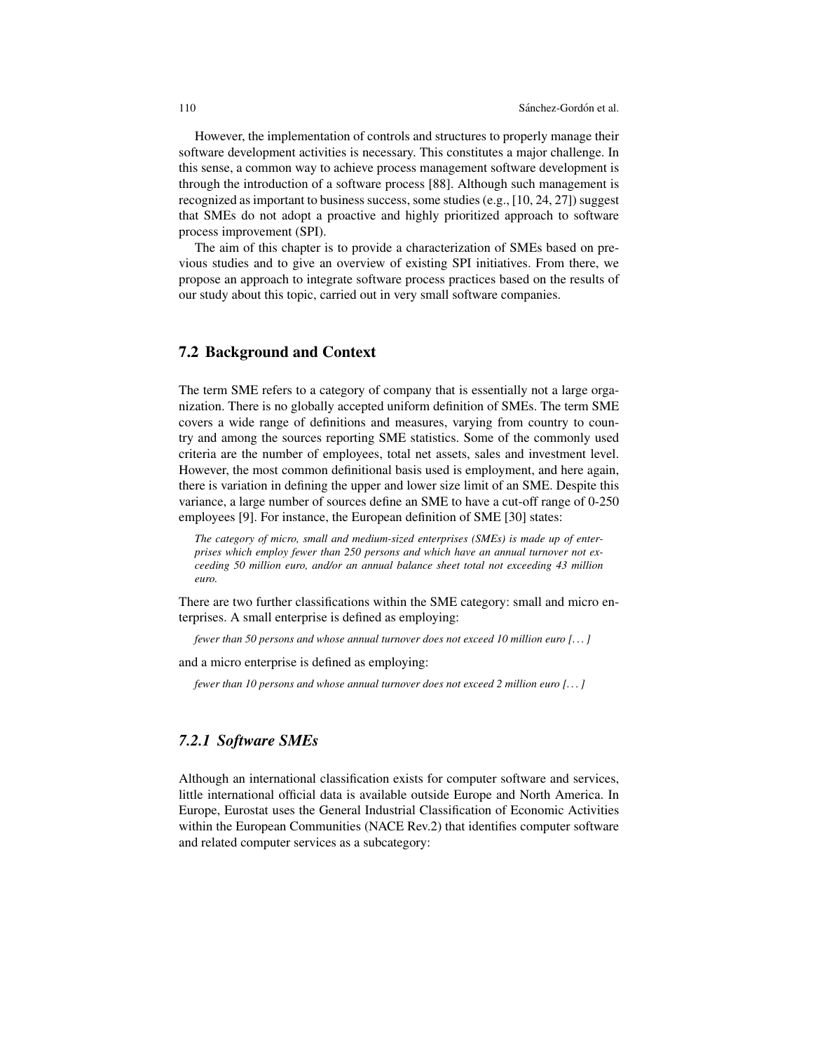However, the implementation of controls and structures to properly manage their software development activities is necessary. This constitutes a major challenge. In this sense, a common way to achieve process management software development is through the introduction of a software process [88]. Although such management is recognized as important to business success, some studies (e.g., [10, 24, 27]) suggest that SMEs do not adopt a proactive and highly prioritized approach to software process improvement (SPI).

The aim of this chapter is to provide a characterization of SMEs based on previous studies and to give an overview of existing SPI initiatives. From there, we propose an approach to integrate software process practices based on the results of our study about this topic, carried out in very small software companies.

## 7.2 Background and Context

The term SME refers to a category of company that is essentially not a large organization. There is no globally accepted uniform definition of SMEs. The term SME covers a wide range of definitions and measures, varying from country to country and among the sources reporting SME statistics. Some of the commonly used criteria are the number of employees, total net assets, sales and investment level. However, the most common definitional basis used is employment, and here again, there is variation in defining the upper and lower size limit of an SME. Despite this variance, a large number of sources define an SME to have a cut-off range of 0-250 employees [9]. For instance, the European definition of SME [30] states:

> *The category of micro, small and medium-sized enterprises (SMEs) is made up of enterprises which employ fewer than 250 persons and which have an annual turnover not exceeding 50 million euro, and/or an annual balance sheet total not exceeding 43 million euro.*

There are two further classifications within the SME category: small and micro enterprises. A small enterprise is defined as employing:

> *fewer than 50 persons and whose annual turnover does not exceed 10 million euro [. . . ]*

and a micro enterprise is defined as employing:

> *fewer than 10 persons and whose annual turnover does not exceed 2 million euro [. . . ]*

### *7.2.1 Software SMEs*

Although an international classification exists for computer software and services, little international official data is available outside Europe and North America. In Europe, Eurostat uses the General Industrial Classification of Economic Activities within the European Communities (NACE Rev.2) that identifies computer software and related computer services as a subcategory: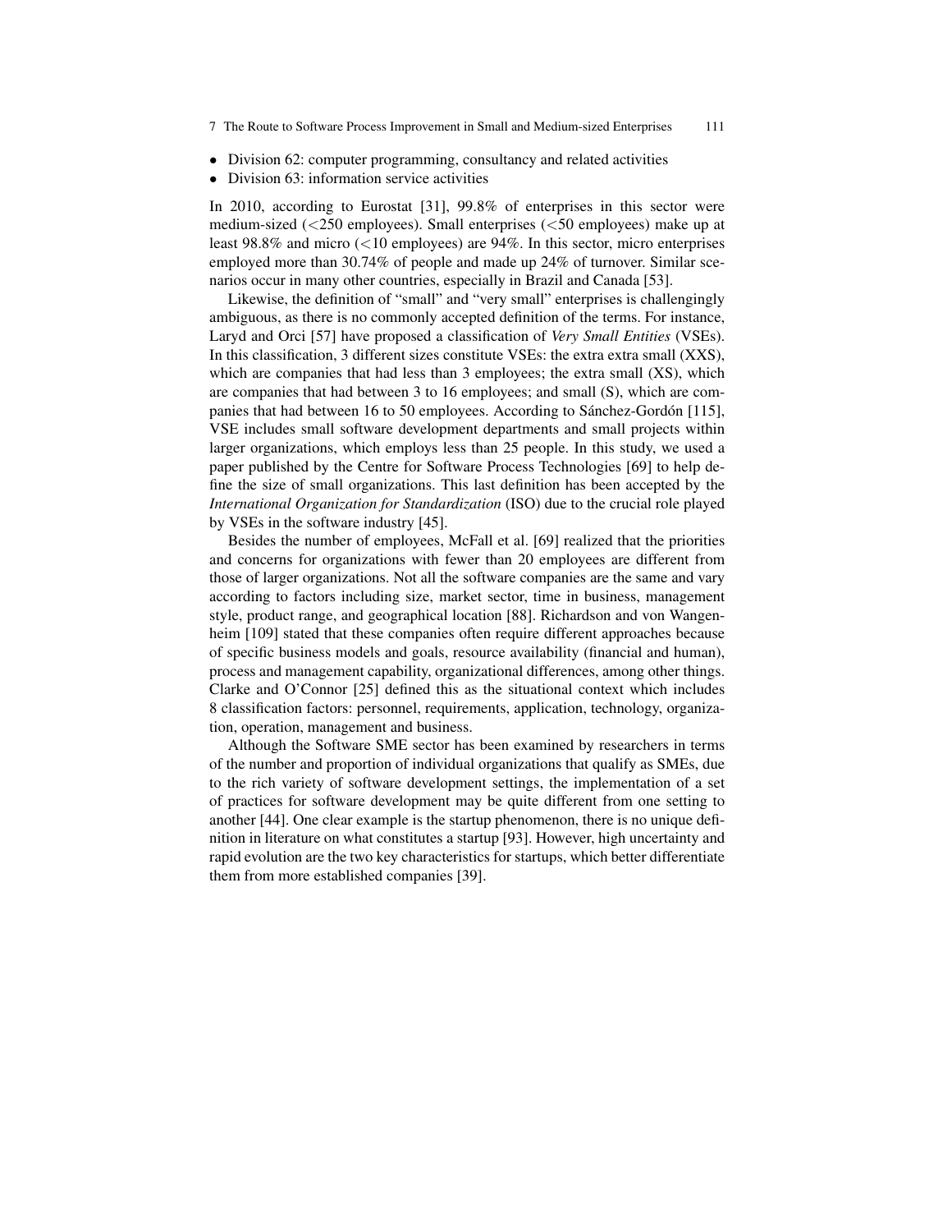- Division 62: computer programming, consultancy and related activities
- Division 63: information service activities

In 2010, according to Eurostat [31], 99.8% of enterprises in this sector were medium-sized (<250 employees). Small enterprises (<50 employees) make up at least 98.8% and micro (<10 employees) are 94%. In this sector, micro enterprises employed more than 30.74% of people and made up 24% of turnover. Similar scenarios occur in many other countries, especially in Brazil and Canada [53].

Likewise, the definition of "small" and "very small" enterprises is challengingly ambiguous, as there is no commonly accepted definition of the terms. For instance, Laryd and Orci [57] have proposed a classification of *Very Small Entities* (VSEs). In this classification, 3 different sizes constitute VSEs: the extra extra small (XXS), which are companies that had less than 3 employees; the extra small (XS), which are companies that had between 3 to 16 employees; and small (S), which are companies that had between 16 to 50 employees. According to Sánchez-Gordón [115], VSE includes small software development departments and small projects within larger organizations, which employs less than 25 people. In this study, we used a paper published by the Centre for Software Process Technologies [69] to help define the size of small organizations. This last definition has been accepted by the *International Organization for Standardization* (ISO) due to the crucial role played by VSEs in the software industry [45].

Besides the number of employees, McFall et al. [69] realized that the priorities and concerns for organizations with fewer than 20 employees are different from those of larger organizations. Not all the software companies are the same and vary according to factors including size, market sector, time in business, management style, product range, and geographical location [88]. Richardson and von Wangenheim [109] stated that these companies often require different approaches because of specific business models and goals, resource availability (financial and human), process and management capability, organizational differences, among other things. Clarke and O'Connor [25] defined this as the situational context which includes 8 classification factors: personnel, requirements, application, technology, organization, operation, management and business.

Although the Software SME sector has been examined by researchers in terms of the number and proportion of individual organizations that qualify as SMEs, due to the rich variety of software development settings, the implementation of a set of practices for software development may be quite different from one setting to another [44]. One clear example is the startup phenomenon, there is no unique definition in literature on what constitutes a startup [93]. However, high uncertainty and rapid evolution are the two key characteristics for startups, which better differentiate them from more established companies [39].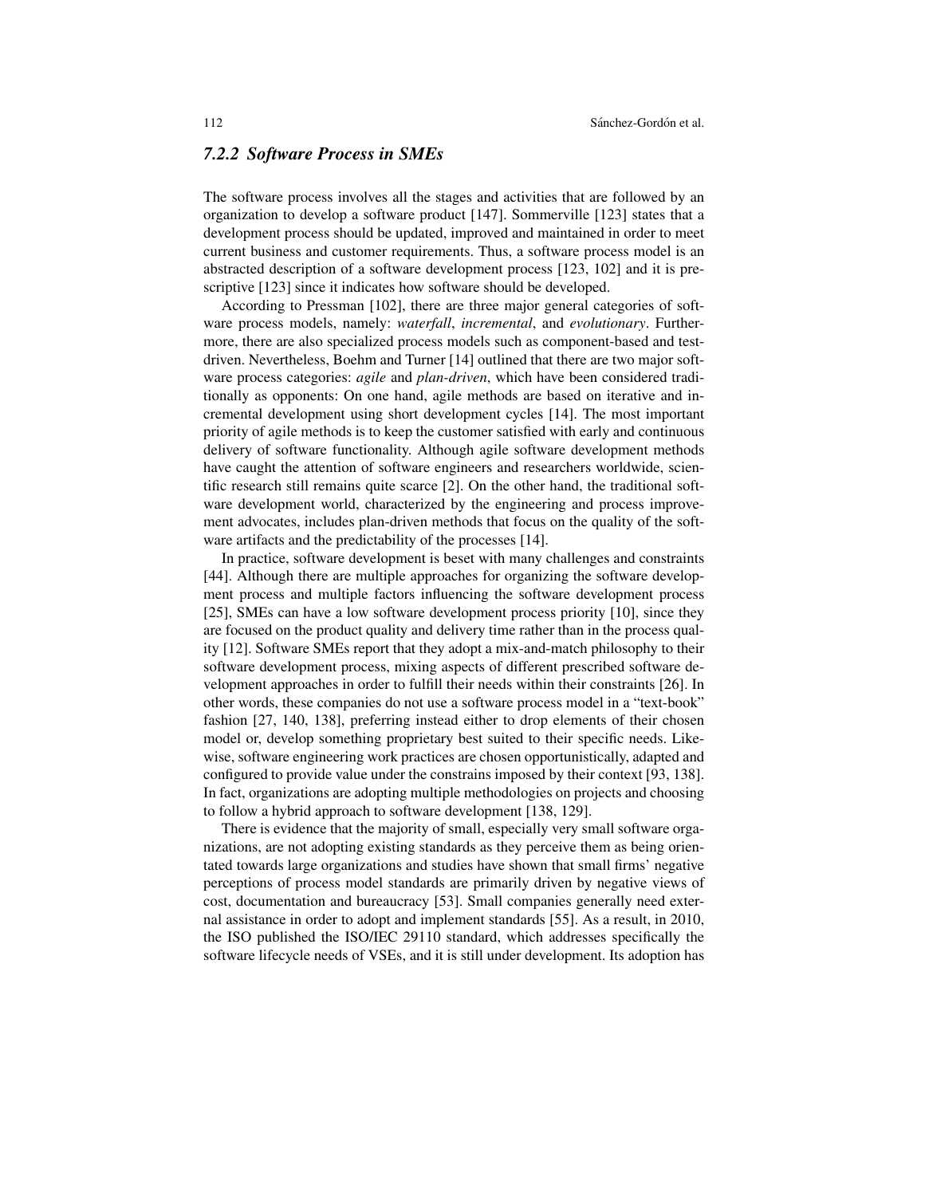### 7.2.2 Software Process in SMEs

The software process involves all the stages and activities that are followed by an organization to develop a software product [147]. Sommerville [123] states that a development process should be updated, improved and maintained in order to meet current business and customer requirements. Thus, a software process model is an abstracted description of a software development process [123, 102] and it is prescriptive [123] since it indicates how software should be developed.

According to Pressman [102], there are three major general categories of software process models, namely: *waterfall*, *incremental*, and *evolutionary*. Furthermore, there are also specialized process models such as component-based and test-driven. Nevertheless, Boehm and Turner [14] outlined that there are two major software process categories: *agile* and *plan-driven*, which have been considered traditionally as opponents: On one hand, agile methods are based on iterative and incremental development using short development cycles [14]. The most important priority of agile methods is to keep the customer satisfied with early and continuous delivery of software functionality. Although agile software development methods have caught the attention of software engineers and researchers worldwide, scientific research still remains quite scarce [2]. On the other hand, the traditional software development world, characterized by the engineering and process improvement advocates, includes plan-driven methods that focus on the quality of the software artifacts and the predictability of the processes [14].

In practice, software development is beset with many challenges and constraints [44]. Although there are multiple approaches for organizing the software development process and multiple factors influencing the software development process [25], SMEs can have a low software development process priority [10], since they are focused on the product quality and delivery time rather than in the process quality [12]. Software SMEs report that they adopt a mix-and-match philosophy to their software development process, mixing aspects of different prescribed software development approaches in order to fulfill their needs within their constraints [26]. In other words, these companies do not use a software process model in a "text-book" fashion [27, 140, 138], preferring instead either to drop elements of their chosen model or, develop something proprietary best suited to their specific needs. Likewise, software engineering work practices are chosen opportunistically, adapted and configured to provide value under the constrains imposed by their context [93, 138]. In fact, organizations are adopting multiple methodologies on projects and choosing to follow a hybrid approach to software development [138, 129].

There is evidence that the majority of small, especially very small software organizations, are not adopting existing standards as they perceive them as being orientated towards large organizations and studies have shown that small firms' negative perceptions of process model standards are primarily driven by negative views of cost, documentation and bureaucracy [53]. Small companies generally need external assistance in order to adopt and implement standards [55]. As a result, in 2010, the ISO published the ISO/IEC 29110 standard, which addresses specifically the software lifecycle needs of VSEs, and it is still under development. Its adoption has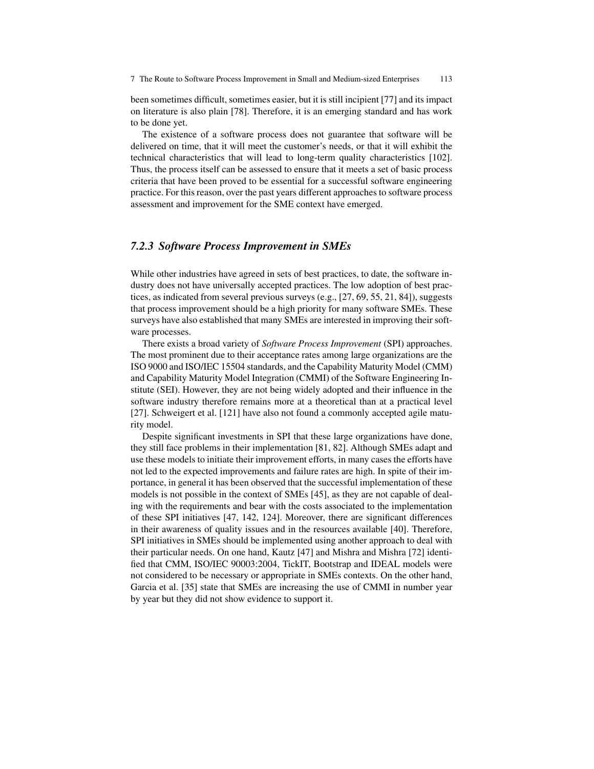been sometimes difficult, sometimes easier, but it is still incipient [77] and its impact on literature is also plain [78]. Therefore, it is an emerging standard and has work to be done yet.

The existence of a software process does not guarantee that software will be delivered on time, that it will meet the customer's needs, or that it will exhibit the technical characteristics that will lead to long-term quality characteristics [102]. Thus, the process itself can be assessed to ensure that it meets a set of basic process criteria that have been proved to be essential for a successful software engineering practice. For this reason, over the past years different approaches to software process assessment and improvement for the SME context have emerged.

### *7.2.3 Software Process Improvement in SMEs*

While other industries have agreed in sets of best practices, to date, the software industry does not have universally accepted practices. The low adoption of best practices, as indicated from several previous surveys (e.g., [27, 69, 55, 21, 84]), suggests that process improvement should be a high priority for many software SMEs. These surveys have also established that many SMEs are interested in improving their software processes.

There exists a broad variety of *Software Process Improvement* (SPI) approaches. The most prominent due to their acceptance rates among large organizations are the ISO 9000 and ISO/IEC 15504 standards, and the Capability Maturity Model (CMM) and Capability Maturity Model Integration (CMMI) of the Software Engineering Institute (SEI). However, they are not being widely adopted and their influence in the software industry therefore remains more at a theoretical than at a practical level [27]. Schweigert et al. [121] have also not found a commonly accepted agile maturity model.

Despite significant investments in SPI that these large organizations have done, they still face problems in their implementation [81, 82]. Although SMEs adapt and use these models to initiate their improvement efforts, in many cases the efforts have not led to the expected improvements and failure rates are high. In spite of their importance, in general it has been observed that the successful implementation of these models is not possible in the context of SMEs [45], as they are not capable of dealing with the requirements and bear with the costs associated to the implementation of these SPI initiatives [47, 142, 124]. Moreover, there are significant differences in their awareness of quality issues and in the resources available [40]. Therefore, SPI initiatives in SMEs should be implemented using another approach to deal with their particular needs. On one hand, Kautz [47] and Mishra and Mishra [72] identified that CMM, ISO/IEC 90003:2004, TickIT, Bootstrap and IDEAL models were not considered to be necessary or appropriate in SMEs contexts. On the other hand, Garcia et al. [35] state that SMEs are increasing the use of CMMI in number year by year but they did not show evidence to support it.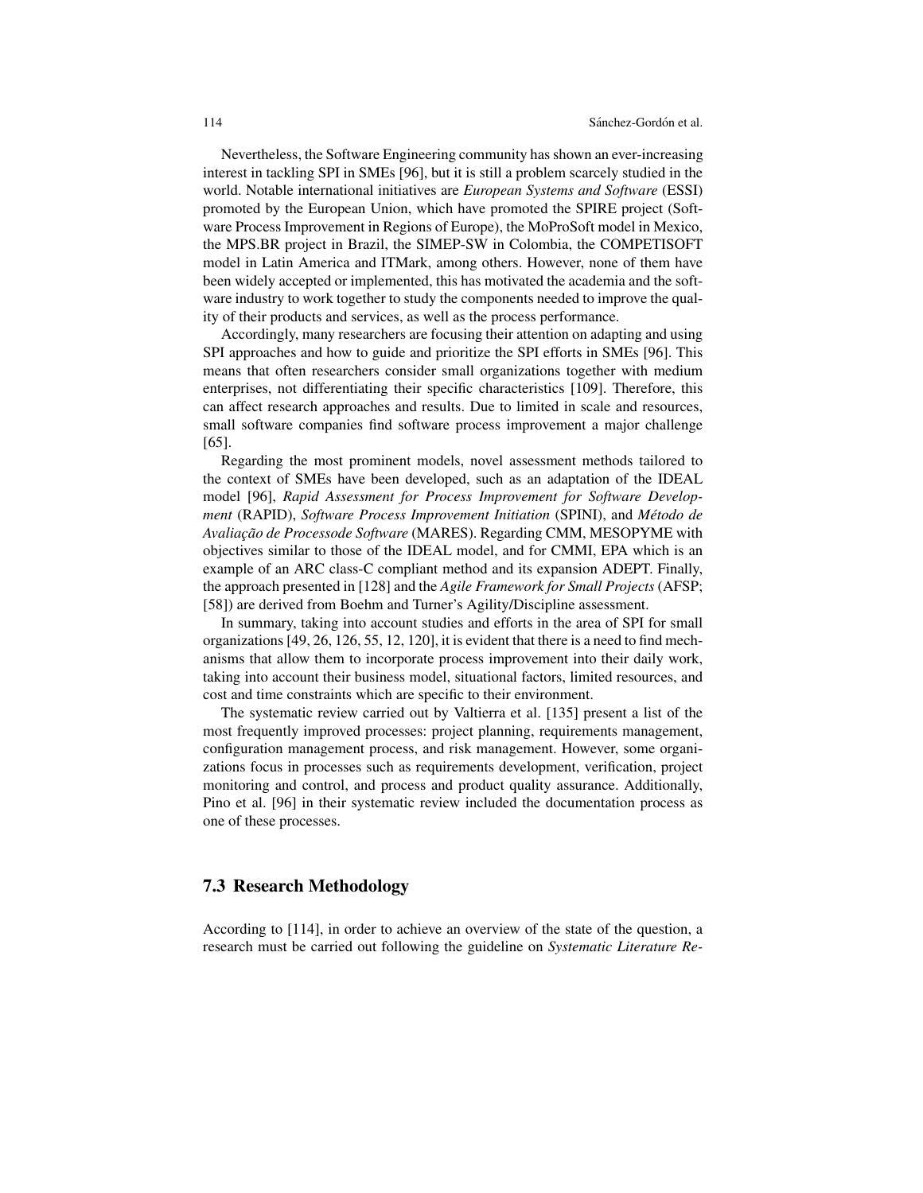Nevertheless, the Software Engineering community has shown an ever-increasing interest in tackling SPI in SMEs [96], but it is still a problem scarcely studied in the world. Notable international initiatives are *European Systems and Software* (ESSI) promoted by the European Union, which have promoted the SPIRE project (Software Process Improvement in Regions of Europe), the MoProSoft model in Mexico, the MPS.BR project in Brazil, the SIMEP-SW in Colombia, the COMPETISOFT model in Latin America and ITMark, among others. However, none of them have been widely accepted or implemented, this has motivated the academia and the software industry to work together to study the components needed to improve the quality of their products and services, as well as the process performance.

Accordingly, many researchers are focusing their attention on adapting and using SPI approaches and how to guide and prioritize the SPI efforts in SMEs [96]. This means that often researchers consider small organizations together with medium enterprises, not differentiating their specific characteristics [109]. Therefore, this can affect research approaches and results. Due to limited in scale and resources, small software companies find software process improvement a major challenge [65].

Regarding the most prominent models, novel assessment methods tailored to the context of SMEs have been developed, such as an adaptation of the IDEAL model [96], *Rapid Assessment for Process Improvement for Software Development* (RAPID), *Software Process Improvement Initiation* (SPINI), and *Método de Avaliação de Processode Software* (MARES). Regarding CMM, MESOPYME with objectives similar to those of the IDEAL model, and for CMMI, EPA which is an example of an ARC class-C compliant method and its expansion ADEPT. Finally, the approach presented in [128] and the *Agile Framework for Small Projects* (AFSP; [58]) are derived from Boehm and Turner's Agility/Discipline assessment.

In summary, taking into account studies and efforts in the area of SPI for small organizations [49, 26, 126, 55, 12, 120], it is evident that there is a need to find mechanisms that allow them to incorporate process improvement into their daily work, taking into account their business model, situational factors, limited resources, and cost and time constraints which are specific to their environment.

The systematic review carried out by Valtierra et al. [135] present a list of the most frequently improved processes: project planning, requirements management, configuration management process, and risk management. However, some organizations focus in processes such as requirements development, verification, project monitoring and control, and process and product quality assurance. Additionally, Pino et al. [96] in their systematic review included the documentation process as one of these processes.

## 7.3 Research Methodology

According to [114], in order to achieve an overview of the state of the question, a research must be carried out following the guideline on *Systematic Literature Re-*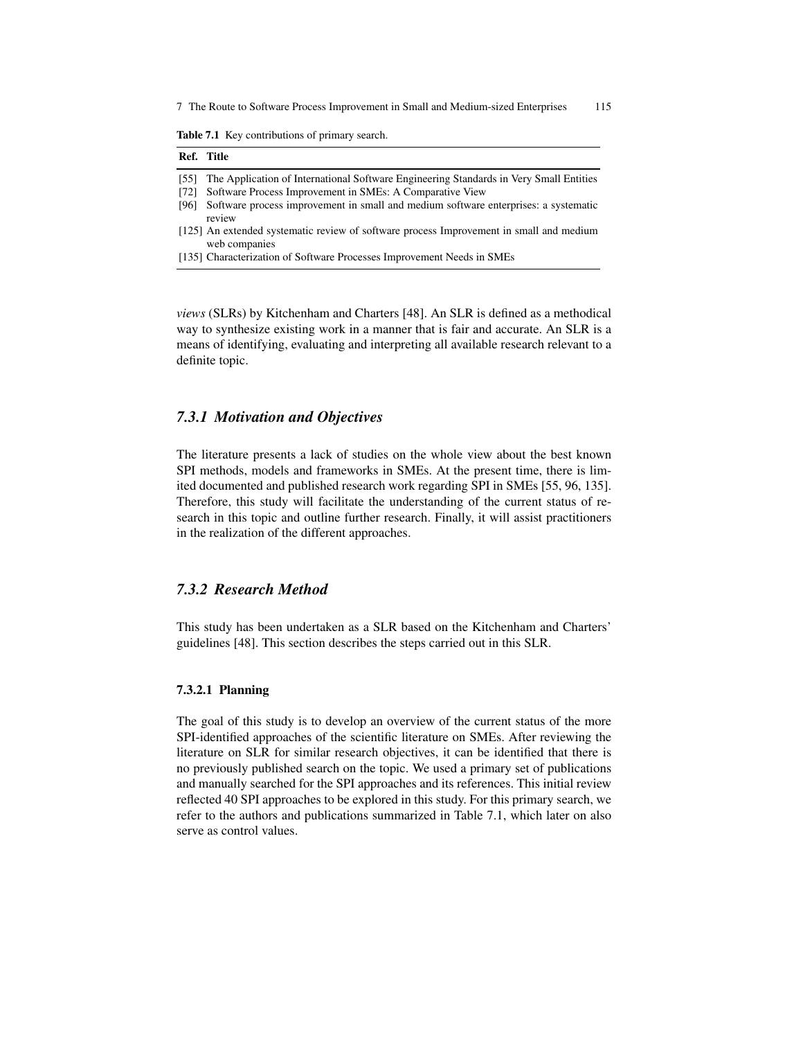Table 7.1 Key contributions of primary search.

| Ref. | Title |
|---|---|
| [55] | The Application of International Software Engineering Standards in Very Small Entities |
| [72] | Software Process Improvement in SMEs: A Comparative View |
| [96] | Software process improvement in small and medium software enterprises: a systematic review |
| [125] | An extended systematic review of software process Improvement in small and medium web companies |
| [135] | Characterization of Software Processes Improvement Needs in SMEs |

*views* (SLRs) by Kitchenham and Charters [48]. An SLR is defined as a methodical way to synthesize existing work in a manner that is fair and accurate. An SLR is a means of identifying, evaluating and interpreting all available research relevant to a definite topic.

### *7.3.1 Motivation and Objectives*

The literature presents a lack of studies on the whole view about the best known SPI methods, models and frameworks in SMEs. At the present time, there is limited documented and published research work regarding SPI in SMEs [55, 96, 135]. Therefore, this study will facilitate the understanding of the current status of research in this topic and outline further research. Finally, it will assist practitioners in the realization of the different approaches.

### *7.3.2 Research Method*

This study has been undertaken as a SLR based on the Kitchenham and Charters' guidelines [48]. This section describes the steps carried out in this SLR.

#### 7.3.2.1 Planning

The goal of this study is to develop an overview of the current status of the more SPI-identified approaches of the scientific literature on SMEs. After reviewing the literature on SLR for similar research objectives, it can be identified that there is no previously published search on the topic. We used a primary set of publications and manually searched for the SPI approaches and its references. This initial review reflected 40 SPI approaches to be explored in this study. For this primary search, we refer to the authors and publications summarized in Table 7.1, which later on also serve as control values.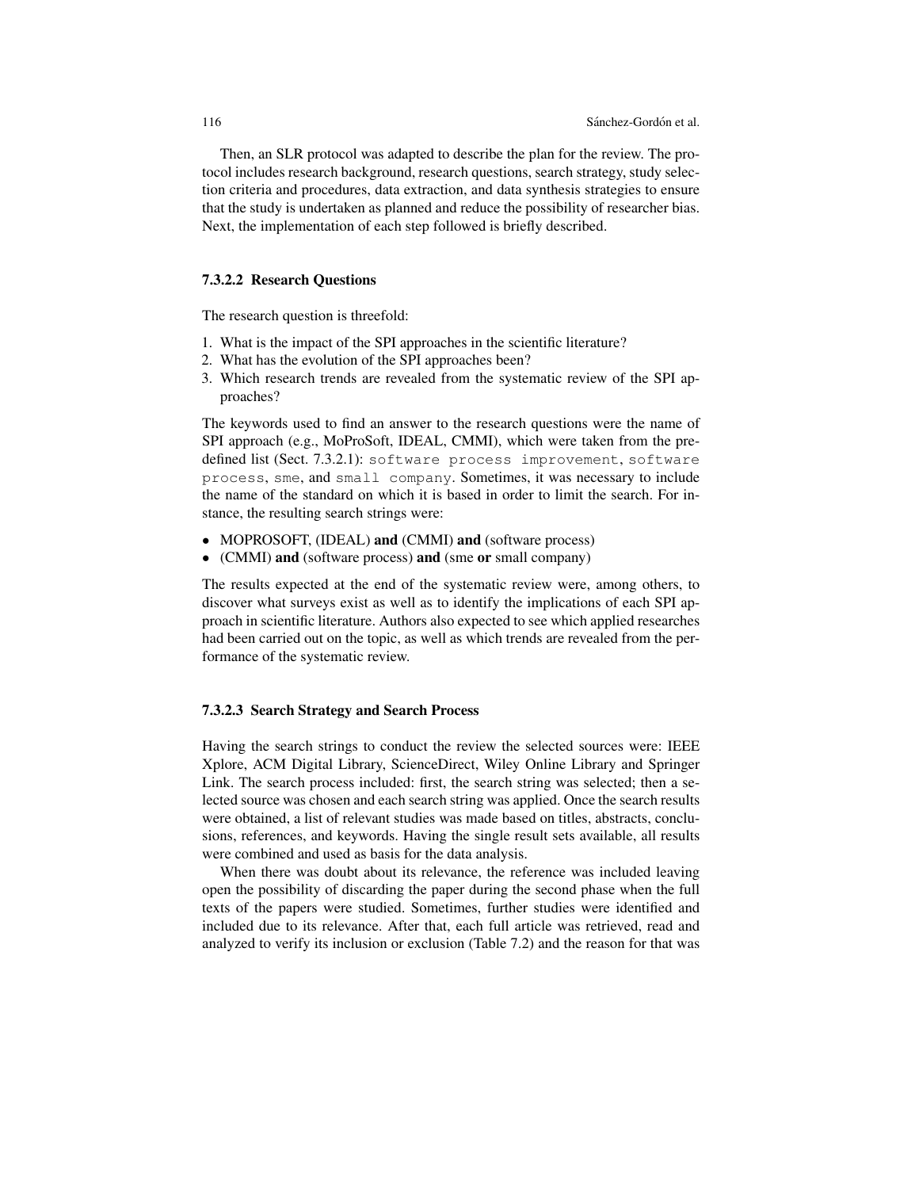Then, an SLR protocol was adapted to describe the plan for the review. The protocol includes research background, research questions, search strategy, study selection criteria and procedures, data extraction, and data synthesis strategies to ensure that the study is undertaken as planned and reduce the possibility of researcher bias. Next, the implementation of each step followed is briefly described.

#### 7.3.2.2 Research Questions

The research question is threefold:

1. What is the impact of the SPI approaches in the scientific literature?
2. What has the evolution of the SPI approaches been?
3. Which research trends are revealed from the systematic review of the SPI approaches?

The keywords used to find an answer to the research questions were the name of SPI approach (e.g., MoProSoft, IDEAL, CMMI), which were taken from the predefined list (Sect. 7.3.2.1): `software process improvement`, `software process`, `sme`, and `small company`. Sometimes, it was necessary to include the name of the standard on which it is based in order to limit the search. For instance, the resulting search strings were:

- MOPROSOFT, (IDEAL) **and** (CMMI) **and** (software process)
- (CMMI) **and** (software process) **and** (sme **or** small company)

The results expected at the end of the systematic review were, among others, to discover what surveys exist as well as to identify the implications of each SPI approach in scientific literature. Authors also expected to see which applied researches had been carried out on the topic, as well as which trends are revealed from the performance of the systematic review.

#### 7.3.2.3 Search Strategy and Search Process

Having the search strings to conduct the review the selected sources were: IEEE Xplore, ACM Digital Library, ScienceDirect, Wiley Online Library and Springer Link. The search process included: first, the search string was selected; then a selected source was chosen and each search string was applied. Once the search results were obtained, a list of relevant studies was made based on titles, abstracts, conclusions, references, and keywords. Having the single result sets available, all results were combined and used as basis for the data analysis.

When there was doubt about its relevance, the reference was included leaving open the possibility of discarding the paper during the second phase when the full texts of the papers were studied. Sometimes, further studies were identified and included due to its relevance. After that, each full article was retrieved, read and analyzed to verify its inclusion or exclusion (Table 7.2) and the reason for that was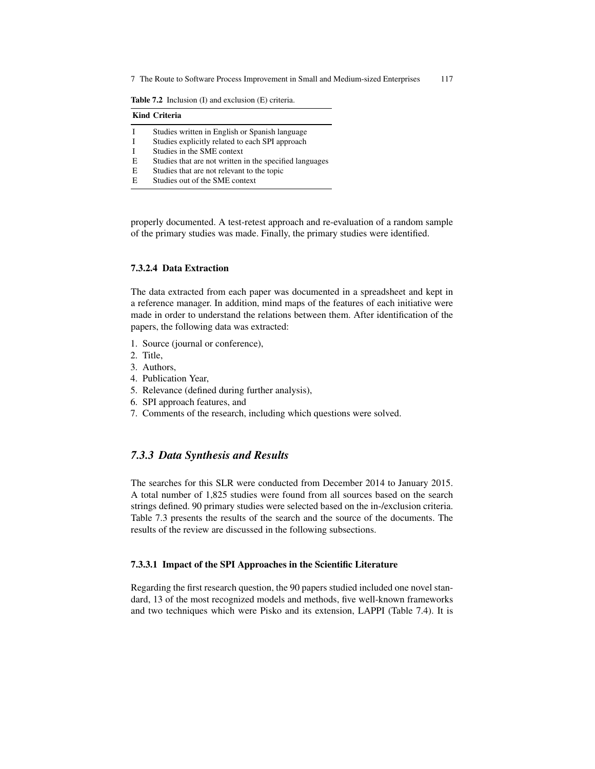Table 7.2 Inclusion (I) and exclusion (E) criteria.

| Kind | Criteria |
|---|---|
| I | Studies written in English or Spanish language |
| I | Studies explicitly related to each SPI approach |
| I | Studies in the SME context |
| E | Studies that are not written in the specified languages |
| E | Studies that are not relevant to the topic |
| E | Studies out of the SME context |

properly documented. A test-retest approach and re-evaluation of a random sample of the primary studies was made. Finally, the primary studies were identified.

#### 7.3.2.4 Data Extraction

The data extracted from each paper was documented in a spreadsheet and kept in a reference manager. In addition, mind maps of the features of each initiative were made in order to understand the relations between them. After identification of the papers, the following data was extracted:

1. Source (journal or conference),
2. Title,
3. Authors,
4. Publication Year,
5. Relevance (defined during further analysis),
6. SPI approach features, and
7. Comments of the research, including which questions were solved.

### *7.3.3 Data Synthesis and Results*

The searches for this SLR were conducted from December 2014 to January 2015. A total number of 1,825 studies were found from all sources based on the search strings defined. 90 primary studies were selected based on the in-/exclusion criteria. Table 7.3 presents the results of the search and the source of the documents. The results of the review are discussed in the following subsections.

#### 7.3.3.1 Impact of the SPI Approaches in the Scientific Literature

Regarding the first research question, the 90 papers studied included one novel standard, 13 of the most recognized models and methods, five well-known frameworks and two techniques which were Pisko and its extension, LAPPI (Table 7.4). It is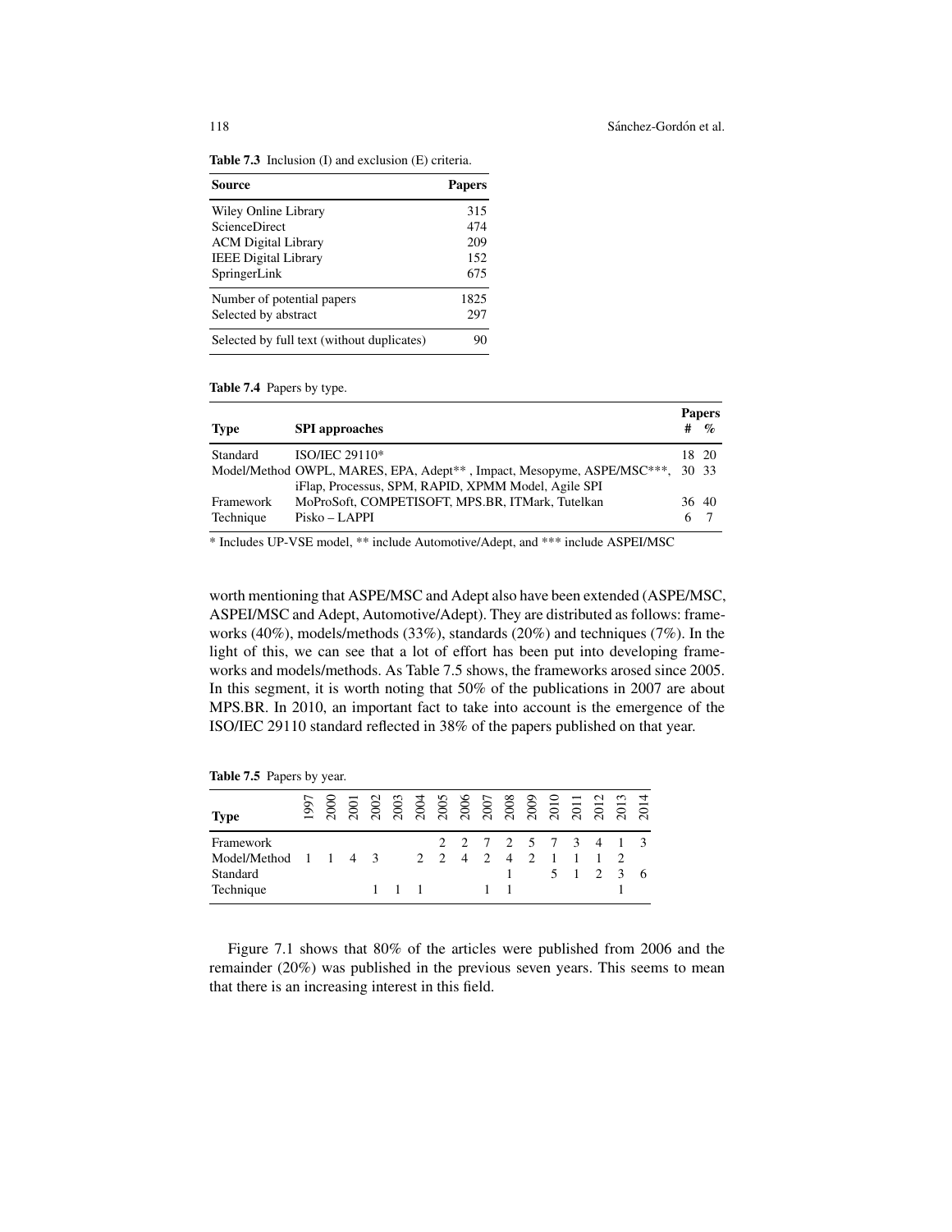Table 7.3 Inclusion (I) and exclusion (E) criteria.

| Source | Papers |
|---|---|
| Wiley Online Library | 315 |
| ScienceDirect | 474 |
| ACM Digital Library | 209 |
| IEEE Digital Library | 152 |
| SpringerLink | 675 |
| Number of potential papers | 1825 |
| Selected by abstract | 297 |
| Selected by full text (without duplicates) | 90 |

Table 7.4 Papers by type.

| Type | SPI approaches | Papers # | Papers % |
|---|---|---|---|
| Standard | ISO/IEC 29110* | 18 | 20 |
| Model/Method | OWPL, MARES, EPA, Adept** , Impact, Mesopyme, ASPE/MSC***, iFlap, Processus, SPM, RAPID, XPMM Model, Agile SPI | 30 | 33 |
| Framework | MoProSoft, COMPETISOFT, MPS.BR, ITMark, Tutelkan | 36 | 40 |
| Technique | Pisko – LAPPI | 6 | 7 |

\* Includes UP-VSE model, ** include Automotive/Adept, and *** include ASPEI/MSC

worth mentioning that ASPE/MSC and Adept also have been extended (ASPE/MSC, ASPEI/MSC and Adept, Automotive/Adept). They are distributed as follows: frameworks (40%), models/methods (33%), standards (20%) and techniques (7%). In the light of this, we can see that a lot of effort has been put into developing frameworks and models/methods. As Table 7.5 shows, the frameworks arosed since 2005. In this segment, it is worth noting that 50% of the publications in 2007 are about MPS.BR. In 2010, an important fact to take into account is the emergence of the ISO/IEC 29110 standard reflected in 38% of the papers published on that year.

Table 7.5 Papers by year.

| Type | 1997 | 2000 | 2001 | 2002 | 2003 | 2004 | 2005 | 2006 | 2007 | 2008 | 2009 | 2010 | 2011 | 2012 | 2013 | 2014 |
|---|---|---|---|---|---|---|---|---|---|---|---|---|---|---|---|---|
| Framework | | | | | | | 2 | 2 | 7 | 2 | 5 | 7 | 3 | 4 | 1 | 3 |
| Model/Method | 1 | 1 | 4 | 3 | | 2 | 2 | 4 | 2 | 4 | 2 | 1 | 1 | 1 | 2 | |
| Standard | | | | | | | | | | 1 | | 5 | 1 | 2 | 3 | 6 |
| Technique | | | | 1 | 1 | 1 | | | 1 | 1 | | | | | 1 | |

Figure 7.1 shows that 80% of the articles were published from 2006 and the remainder (20%) was published in the previous seven years. This seems to mean that there is an increasing interest in this field.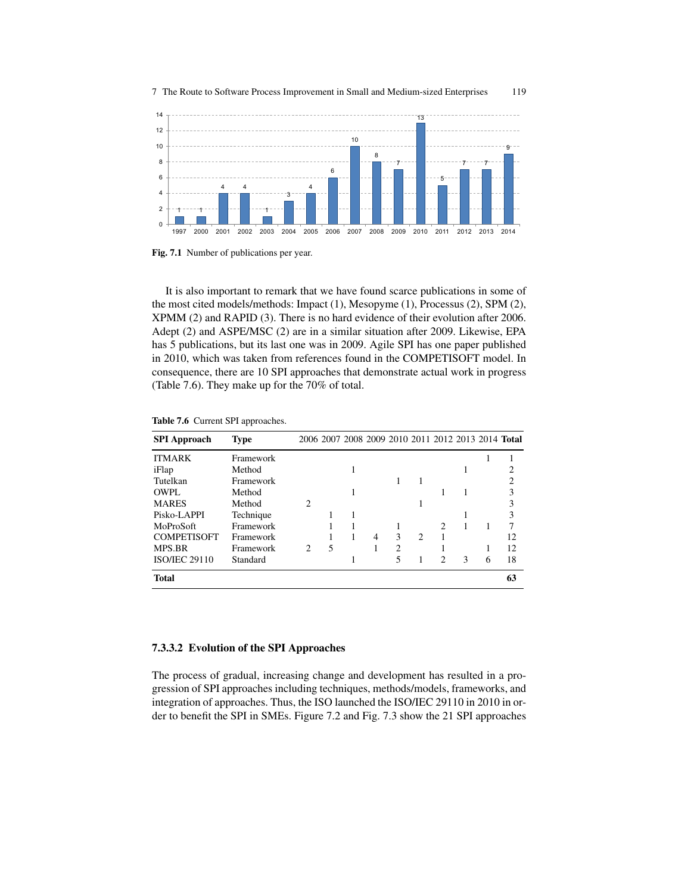Fig. 7.1 Number of publications per year.

It is also important to remark that we have found scarce publications in some of the most cited models/methods: Impact (1), Mesopyme (1), Processus (2), SPM (2), XPMM (2) and RAPID (3). There is no hard evidence of their evolution after 2006. Adept (2) and ASPE/MSC (2) are in a similar situation after 2009. Likewise, EPA has 5 publications, but its last one was in 2009. Agile SPI has one paper published in 2010, which was taken from references found in the COMPETISOFT model. In consequence, there are 10 SPI approaches that demonstrate actual work in progress (Table 7.6). They make up for the 70% of total.

**Table 7.6** Current SPI approaches.

| SPI Approach | Type | 2006 | 2007 | 2008 | 2009 | 2010 | 2011 | 2012 | 2013 | 2014 | Total |
|---|---|---|---|---|---|---|---|---|---|---|---|
| ITMARK | Framework | | | | | | | | | 1 | 1 |
| iFlap | Method | | | 1 | | | | | 1 | | 2 |
| Tutelkan | Framework | | | | | 1 | 1 | | | | 2 |
| OWPL | Method | | | 1 | | | | 1 | 1 | | 3 |
| MARES | Method | 2 | | | | | 1 | | | | 3 |
| Pisko-LAPPI | Technique | | 1 | 1 | | | | | 1 | | 3 |
| MoProSoft | Framework | | 1 | 1 | | 1 | | 2 | 1 | 1 | 7 |
| COMPETISOFT | Framework | | 1 | 1 | 4 | 3 | 2 | 1 | | | 12 |
| MPS.BR | Framework | 2 | 5 | | 1 | 2 | | 1 | | 1 | 12 |
| ISO/IEC 29110 | Standard | | | 1 | | 5 | 1 | 2 | 3 | 6 | 18 |
| **Total** | | | | | | | | | | | **63** |

### 7.3.3.2 Evolution of the SPI Approaches

The process of gradual, increasing change and development has resulted in a progression of SPI approaches including techniques, methods/models, frameworks, and integration of approaches. Thus, the ISO launched the ISO/IEC 29110 in 2010 in order to benefit the SPI in SMEs. Figure 7.2 and Fig. 7.3 show the 21 SPI approaches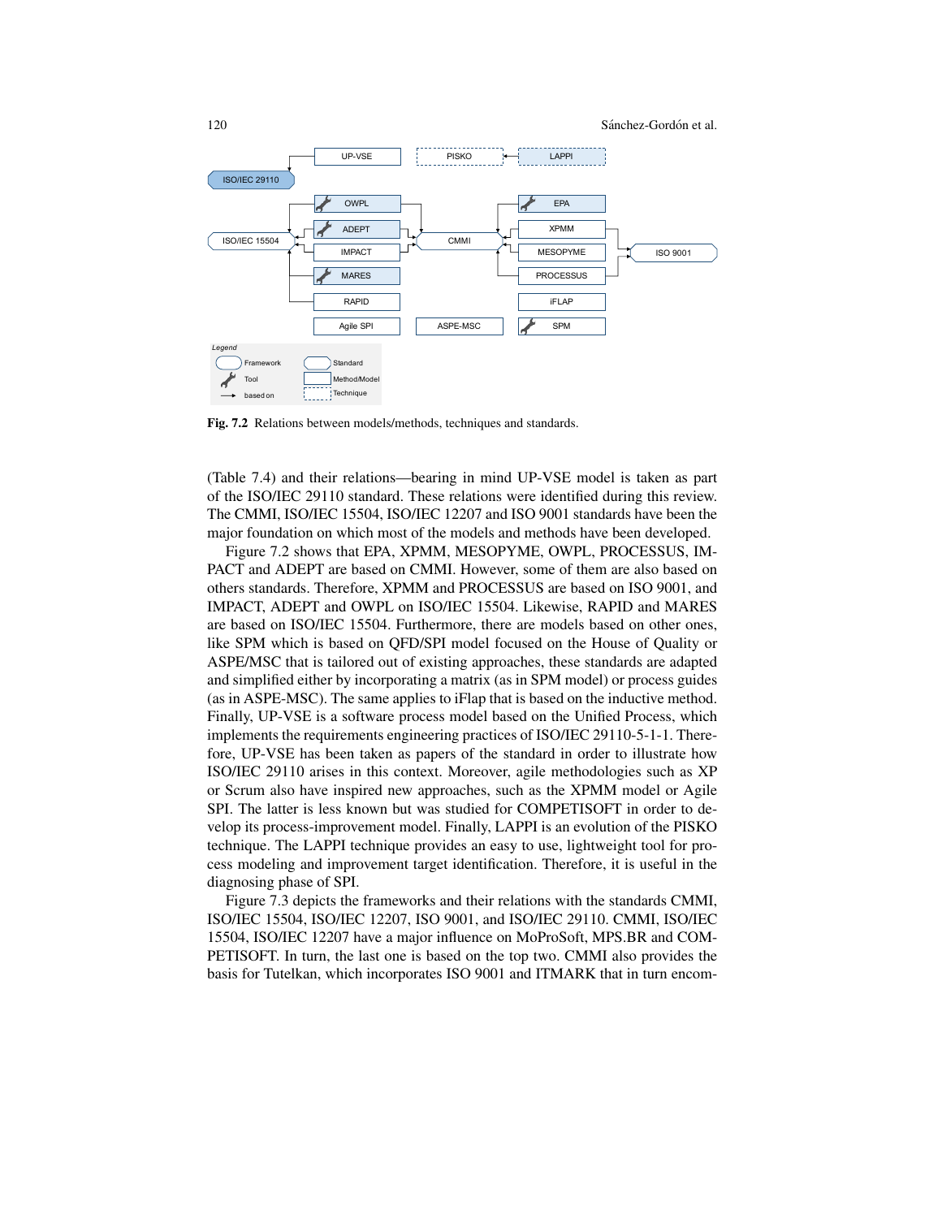Fig. 7.2 Relations between models/methods, techniques and standards.

(Table 7.4) and their relations—bearing in mind UP-VSE model is taken as part of the ISO/IEC 29110 standard. These relations were identified during this review. The CMMI, ISO/IEC 15504, ISO/IEC 12207 and ISO 9001 standards have been the major foundation on which most of the models and methods have been developed.

Figure 7.2 shows that EPA, XPMM, MESOPYME, OWPL, PROCESSUS, IMPACT and ADEPT are based on CMMI. However, some of them are also based on others standards. Therefore, XPMM and PROCESSUS are based on ISO 9001, and IMPACT, ADEPT and OWPL on ISO/IEC 15504. Likewise, RAPID and MARES are based on ISO/IEC 15504. Furthermore, there are models based on other ones, like SPM which is based on QFD/SPI model focused on the House of Quality or ASPE/MSC that is tailored out of existing approaches, these standards are adapted and simplified either by incorporating a matrix (as in SPM model) or process guides (as in ASPE-MSC). The same applies to iFlap that is based on the inductive method. Finally, UP-VSE is a software process model based on the Unified Process, which implements the requirements engineering practices of ISO/IEC 29110-5-1-1. Therefore, UP-VSE has been taken as papers of the standard in order to illustrate how ISO/IEC 29110 arises in this context. Moreover, agile methodologies such as XP or Scrum also have inspired new approaches, such as the XPMM model or Agile SPI. The latter is less known but was studied for COMPETISOFT in order to develop its process-improvement model. Finally, LAPPI is an evolution of the PISKO technique. The LAPPI technique provides an easy to use, lightweight tool for process modeling and improvement target identification. Therefore, it is useful in the diagnosing phase of SPI.

Figure 7.3 depicts the frameworks and their relations with the standards CMMI, ISO/IEC 15504, ISO/IEC 12207, ISO 9001, and ISO/IEC 29110. CMMI, ISO/IEC 15504, ISO/IEC 12207 have a major influence on MoProSoft, MPS.BR and COMPETISOFT. In turn, the last one is based on the top two. CMMI also provides the basis for Tutelkan, which incorporates ISO 9001 and ITMARK that in turn encom-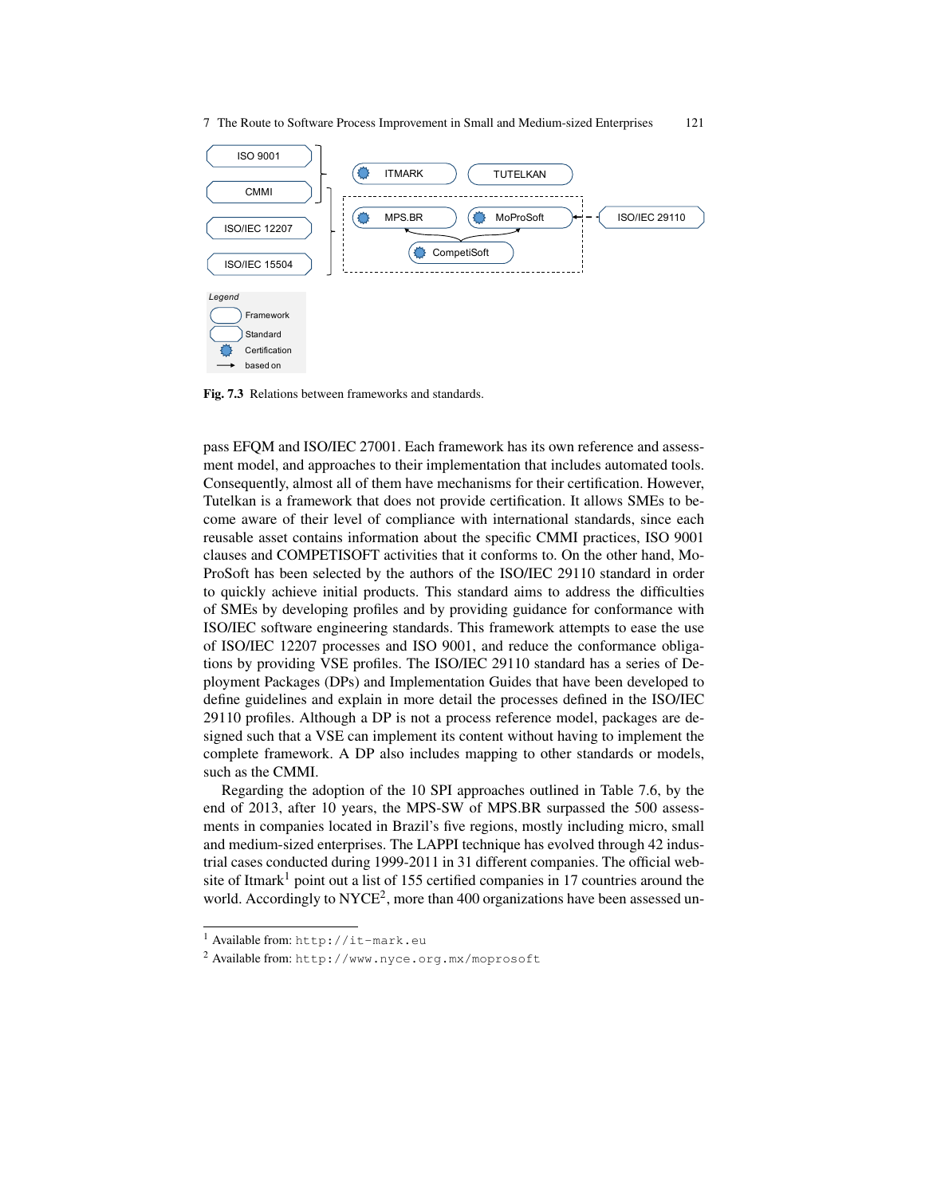Fig. 7.3 Relations between frameworks and standards.

pass EFQM and ISO/IEC 27001. Each framework has its own reference and assessment model, and approaches to their implementation that includes automated tools. Consequently, almost all of them have mechanisms for their certification. However, Tutelkan is a framework that does not provide certification. It allows SMEs to become aware of their level of compliance with international standards, since each reusable asset contains information about the specific CMMI practices, ISO 9001 clauses and COMPETISOFT activities that it conforms to. On the other hand, MoProSoft has been selected by the authors of the ISO/IEC 29110 standard in order to quickly achieve initial products. This standard aims to address the difficulties of SMEs by developing profiles and by providing guidance for conformance with ISO/IEC software engineering standards. This framework attempts to ease the use of ISO/IEC 12207 processes and ISO 9001, and reduce the conformance obligations by providing VSE profiles. The ISO/IEC 29110 standard has a series of Deployment Packages (DPs) and Implementation Guides that have been developed to define guidelines and explain in more detail the processes defined in the ISO/IEC 29110 profiles. Although a DP is not a process reference model, packages are designed such that a VSE can implement its content without having to implement the complete framework. A DP also includes mapping to other standards or models, such as the CMMI.

Regarding the adoption of the 10 SPI approaches outlined in Table 7.6, by the end of 2013, after 10 years, the MPS-SW of MPS.BR surpassed the 500 assessments in companies located in Brazil's five regions, mostly including micro, small and medium-sized enterprises. The LAPPI technique has evolved through 42 industrial cases conducted during 1999-2011 in 31 different companies. The official website of Itmark[1] point out a list of 155 certified companies in 17 countries around the world. Accordingly to NYCE[2], more than 400 organizations have been assessed un-

[1] Available from: `http://it-mark.eu`

[2] Available from: `http://www.nyce.org.mx/moprosoft`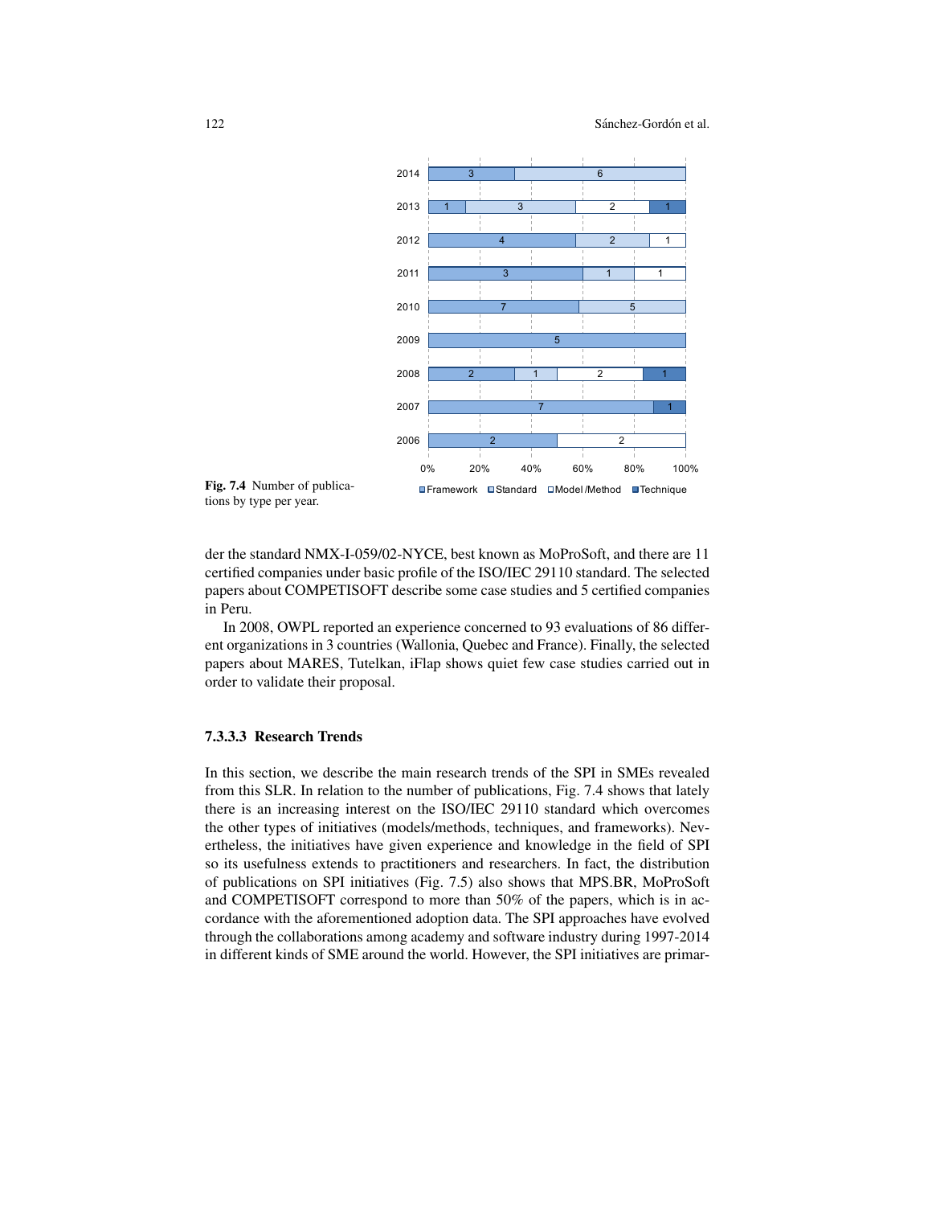Fig. 7.4 Number of publications by type per year.

der the standard NMX-I-059/02-NYCE, best known as MoProSoft, and there are 11 certified companies under basic profile of the ISO/IEC 29110 standard. The selected papers about COMPETISOFT describe some case studies and 5 certified companies in Peru.

In 2008, OWPL reported an experience concerned to 93 evaluations of 86 different organizations in 3 countries (Wallonia, Quebec and France). Finally, the selected papers about MARES, Tutelkan, iFlap shows quiet few case studies carried out in order to validate their proposal.

#### 7.3.3.3 Research Trends

In this section, we describe the main research trends of the SPI in SMEs revealed from this SLR. In relation to the number of publications, Fig. 7.4 shows that lately there is an increasing interest on the ISO/IEC 29110 standard which overcomes the other types of initiatives (models/methods, techniques, and frameworks). Nevertheless, the initiatives have given experience and knowledge in the field of SPI so its usefulness extends to practitioners and researchers. In fact, the distribution of publications on SPI initiatives (Fig. 7.5) also shows that MPS.BR, MoProSoft and COMPETISOFT correspond to more than 50% of the papers, which is in accordance with the aforementioned adoption data. The SPI approaches have evolved through the collaborations among academy and software industry during 1997-2014 in different kinds of SME around the world. However, the SPI initiatives are primar-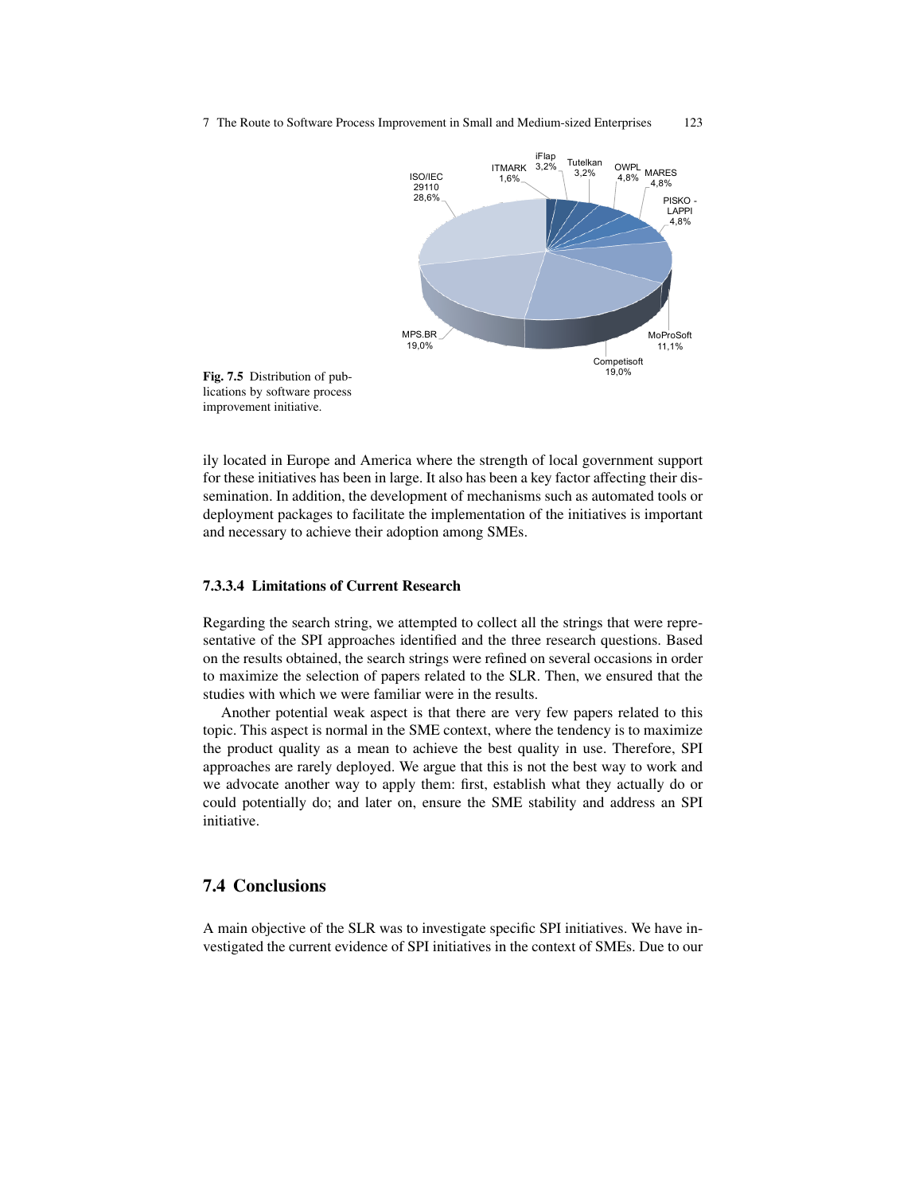Fig. 7.5 Distribution of publications by software process improvement initiative.

ily located in Europe and America where the strength of local government support for these initiatives has been in large. It also has been a key factor affecting their dissemination. In addition, the development of mechanisms such as automated tools or deployment packages to facilitate the implementation of the initiatives is important and necessary to achieve their adoption among SMEs.

#### 7.3.3.4 Limitations of Current Research

Regarding the search string, we attempted to collect all the strings that were representative of the SPI approaches identified and the three research questions. Based on the results obtained, the search strings were refined on several occasions in order to maximize the selection of papers related to the SLR. Then, we ensured that the studies with which we were familiar were in the results.

Another potential weak aspect is that there are very few papers related to this topic. This aspect is normal in the SME context, where the tendency is to maximize the product quality as a mean to achieve the best quality in use. Therefore, SPI approaches are rarely deployed. We argue that this is not the best way to work and we advocate another way to apply them: first, establish what they actually do or could potentially do; and later on, ensure the SME stability and address an SPI initiative.

## 7.4 Conclusions

A main objective of the SLR was to investigate specific SPI initiatives. We have investigated the current evidence of SPI initiatives in the context of SMEs. Due to our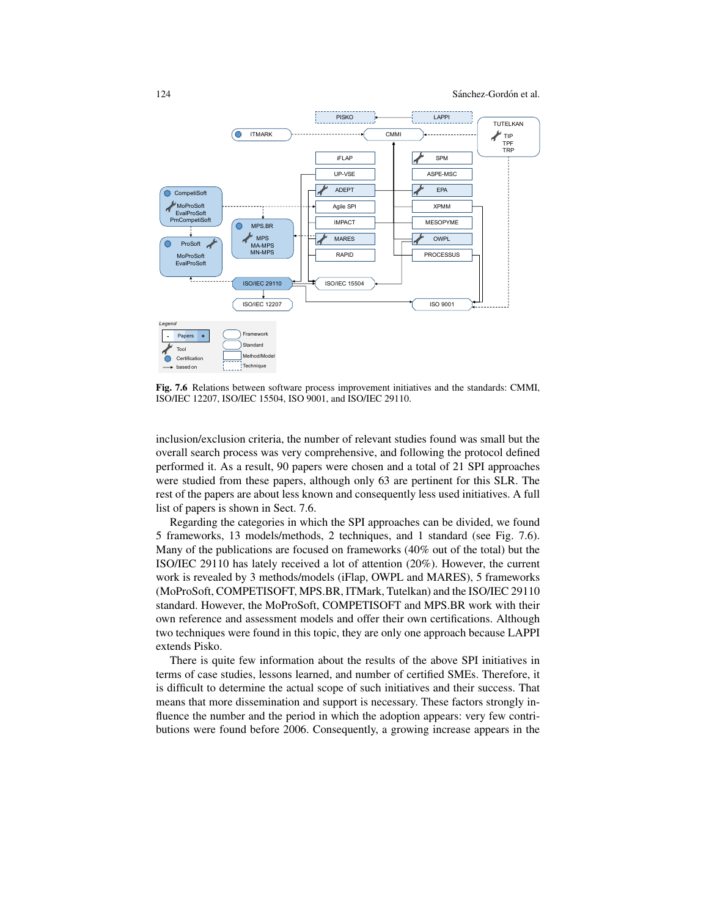**Fig. 7.6** Relations between software process improvement initiatives and the standards: CMMI, ISO/IEC 12207, ISO/IEC 15504, ISO 9001, and ISO/IEC 29110.

inclusion/exclusion criteria, the number of relevant studies found was small but the overall search process was very comprehensive, and following the protocol defined performed it. As a result, 90 papers were chosen and a total of 21 SPI approaches were studied from these papers, although only 63 are pertinent for this SLR. The rest of the papers are about less known and consequently less used initiatives. A full list of papers is shown in Sect. 7.6.

Regarding the categories in which the SPI approaches can be divided, we found 5 frameworks, 13 models/methods, 2 techniques, and 1 standard (see Fig. 7.6). Many of the publications are focused on frameworks (40% out of the total) but the ISO/IEC 29110 has lately received a lot of attention (20%). However, the current work is revealed by 3 methods/models (iFlap, OWPL and MARES), 5 frameworks (MoProSoft, COMPETISOFT, MPS.BR, ITMark, Tutelkan) and the ISO/IEC 29110 standard. However, the MoProSoft, COMPETISOFT and MPS.BR work with their own reference and assessment models and offer their own certifications. Although two techniques were found in this topic, they are only one approach because LAPPI extends Pisko.

There is quite few information about the results of the above SPI initiatives in terms of case studies, lessons learned, and number of certified SMEs. Therefore, it is difficult to determine the actual scope of such initiatives and their success. That means that more dissemination and support is necessary. These factors strongly influence the number and the period in which the adoption appears: very few contributions were found before 2006. Consequently, a growing increase appears in the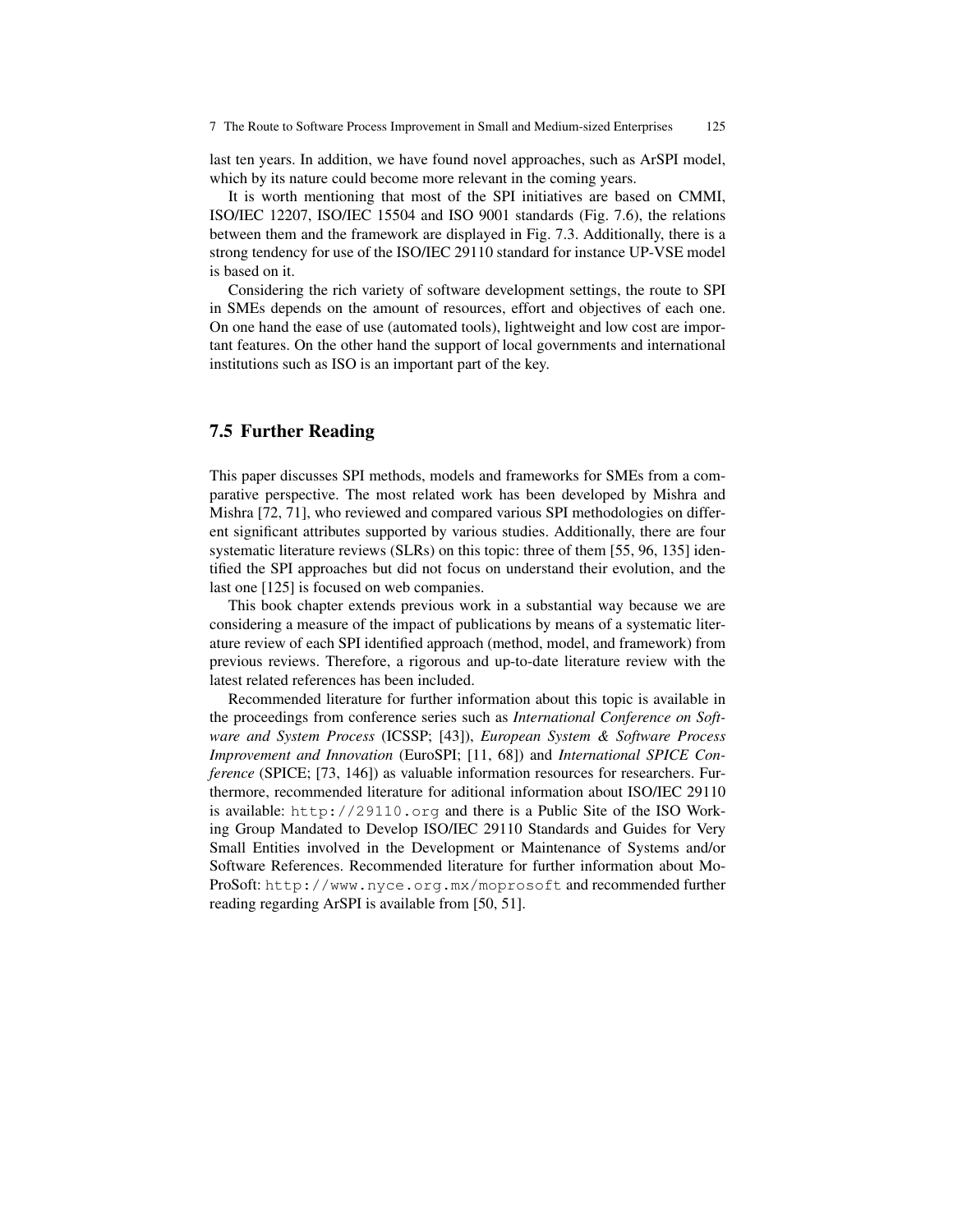last ten years. In addition, we have found novel approaches, such as ArSPI model, which by its nature could become more relevant in the coming years.

It is worth mentioning that most of the SPI initiatives are based on CMMI, ISO/IEC 12207, ISO/IEC 15504 and ISO 9001 standards (Fig. 7.6), the relations between them and the framework are displayed in Fig. 7.3. Additionally, there is a strong tendency for use of the ISO/IEC 29110 standard for instance UP-VSE model is based on it.

Considering the rich variety of software development settings, the route to SPI in SMEs depends on the amount of resources, effort and objectives of each one. On one hand the ease of use (automated tools), lightweight and low cost are important features. On the other hand the support of local governments and international institutions such as ISO is an important part of the key.

## 7.5 Further Reading

This paper discusses SPI methods, models and frameworks for SMEs from a comparative perspective. The most related work has been developed by Mishra and Mishra [72, 71], who reviewed and compared various SPI methodologies on different significant attributes supported by various studies. Additionally, there are four systematic literature reviews (SLRs) on this topic: three of them [55, 96, 135] identified the SPI approaches but did not focus on understand their evolution, and the last one [125] is focused on web companies.

This book chapter extends previous work in a substantial way because we are considering a measure of the impact of publications by means of a systematic literature review of each SPI identified approach (method, model, and framework) from previous reviews. Therefore, a rigorous and up-to-date literature review with the latest related references has been included.

Recommended literature for further information about this topic is available in the proceedings from conference series such as *International Conference on Software and System Process* (ICSSP; [43]), *European System & Software Process Improvement and Innovation* (EuroSPI; [11, 68]) and *International SPICE Conference* (SPICE; [73, 146]) as valuable information resources for researchers. Furthermore, recommended literature for aditional information about ISO/IEC 29110 is available: `http://29110.org` and there is a Public Site of the ISO Working Group Mandated to Develop ISO/IEC 29110 Standards and Guides for Very Small Entities involved in the Development or Maintenance of Systems and/or Software References. Recommended literature for further information about MoProSoft: `http://www.nyce.org.mx/moprosoft` and recommended further reading regarding ArSPI is available from [50, 51].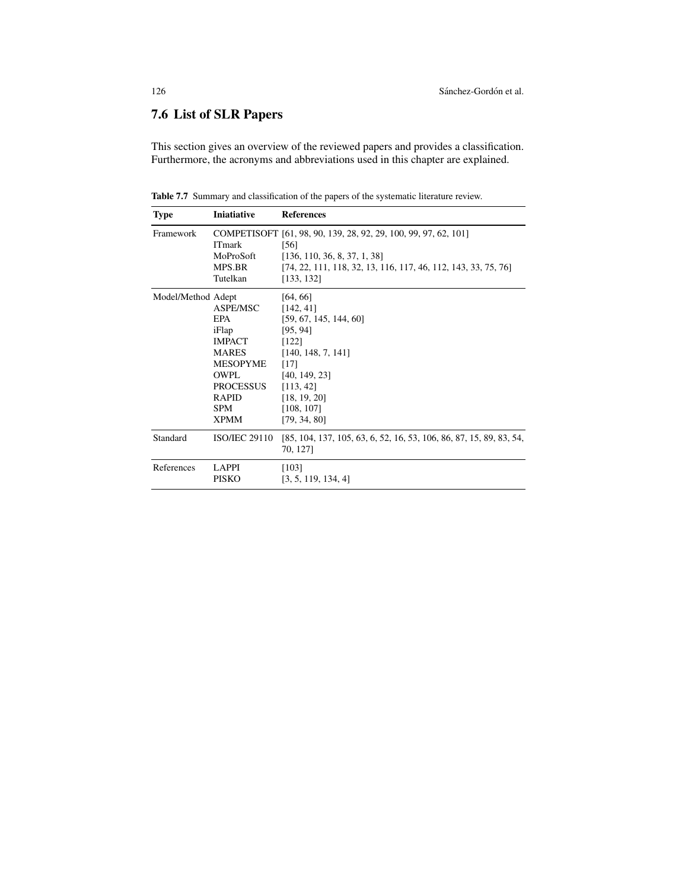## 7.6 List of SLR Papers

This section gives an overview of the reviewed papers and provides a classification. Furthermore, the acronyms and abbreviations used in this chapter are explained.

**Table 7.7** Summary and classification of the papers of the systematic literature review.

| Type | Iniatiative | References |
|---|---|---|
| Framework | COMPETISOFT | [61, 98, 90, 139, 28, 92, 29, 100, 99, 97, 62, 101] |
| | ITmark | [56] |
| | MoProSoft | [136, 110, 36, 8, 37, 1, 38] |
| | MPS.BR | [74, 22, 111, 118, 32, 13, 116, 117, 46, 112, 143, 33, 75, 76] |
| | Tutelkan | [133, 132] |
| Model/Method | Adept | [64, 66] |
| | ASPE/MSC | [142, 41] |
| | EPA | [59, 67, 145, 144, 60] |
| | iFlap | [95, 94] |
| | IMPACT | [122] |
| | MARES | [140, 148, 7, 141] |
| | MESOPYME | [17] |
| | OWPL | [40, 149, 23] |
| | PROCESSUS | [113, 42] |
| | RAPID | [18, 19, 20] |
| | SPM | [108, 107] |
| | XPMM | [79, 34, 80] |
| Standard | ISO/IEC 29110 | [85, 104, 137, 105, 63, 6, 52, 16, 53, 106, 86, 87, 15, 89, 83, 54, 70, 127] |
| References | LAPPI | [103] |
| | PISKO | [3, 5, 119, 134, 4] |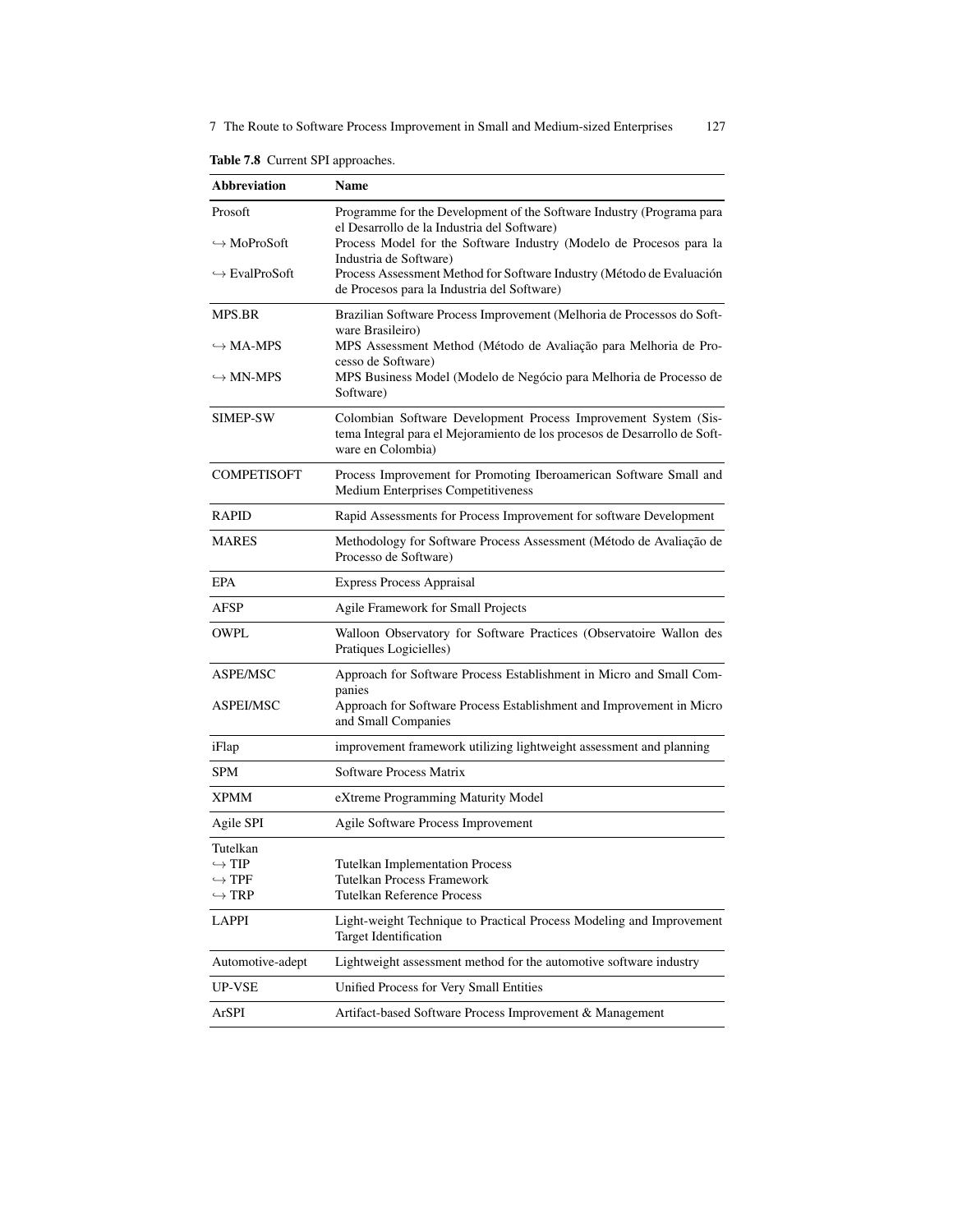**Table 7.8** Current SPI approaches.

| Abbreviation | Name |
|---|---|
| Prosoft | Programme for the Development of the Software Industry (Programa para el Desarrollo de la Industria del Software) |
| ↪ MoProSoft | Process Model for the Software Industry (Modelo de Procesos para la Industria de Software) |
| ↪ EvalProSoft | Process Assessment Method for Software Industry (Método de Evaluación de Procesos para la Industria del Software) |
| MPS.BR | Brazilian Software Process Improvement (Melhoria de Processos do Software Brasileiro) |
| ↪ MA-MPS | MPS Assessment Method (Método de Avaliação para Melhoria de Processo de Software) |
| ↪ MN-MPS | MPS Business Model (Modelo de Negócio para Melhoria de Processo de Software) |
| SIMEP-SW | Colombian Software Development Process Improvement System (Sistema Integral para el Mejoramiento de los procesos de Desarrollo de Software en Colombia) |
| COMPETISOFT | Process Improvement for Promoting Iberoamerican Software Small and Medium Enterprises Competitiveness |
| RAPID | Rapid Assessments for Process Improvement for software Development |
| MARES | Methodology for Software Process Assessment (Método de Avaliação de Processo de Software) |
| EPA | Express Process Appraisal |
| AFSP | Agile Framework for Small Projects |
| OWPL | Walloon Observatory for Software Practices (Observatoire Wallon des Pratiques Logicielles) |
| ASPE/MSC | Approach for Software Process Establishment in Micro and Small Companies |
| ASPEI/MSC | Approach for Software Process Establishment and Improvement in Micro and Small Companies |
| iFlap | improvement framework utilizing lightweight assessment and planning |
| SPM | Software Process Matrix |
| XPMM | eXtreme Programming Maturity Model |
| Agile SPI | Agile Software Process Improvement |
| Tutelkan | |
| ↪ TIP | Tutelkan Implementation Process |
| ↪ TPF | Tutelkan Process Framework |
| ↪ TRP | Tutelkan Reference Process |
| LAPPI | Light-weight Technique to Practical Process Modeling and Improvement Target Identification |
| Automotive-adept | Lightweight assessment method for the automotive software industry |
| UP-VSE | Unified Process for Very Small Entities |
| ArSPI | Artifact-based Software Process Improvement & Management |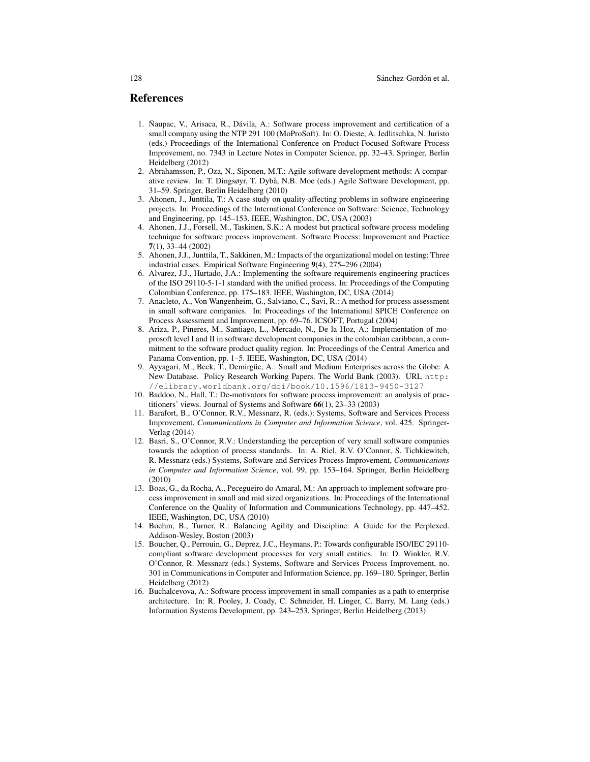## References

1. Ñaupac, V., Arisaca, R., Dávila, A.: Software process improvement and certification of a small company using the NTP 291 100 (MoProSoft). In: O. Dieste, A. Jedlitschka, N. Juristo (eds.) Proceedings of the International Conference on Product-Focused Software Process Improvement, no. 7343 in Lecture Notes in Computer Science, pp. 32–43. Springer, Berlin Heidelberg (2012)
2. Abrahamsson, P., Oza, N., Siponen, M.T.: Agile software development methods: A comparative review. In: T. Dingsøyr, T. Dybå, N.B. Moe (eds.) Agile Software Development, pp. 31–59. Springer, Berlin Heidelberg (2010)
3. Ahonen, J., Junttila, T.: A case study on quality-affecting problems in software engineering projects. In: Proceedings of the International Conference on Software: Science, Technology and Engineering, pp. 145–153. IEEE, Washington, DC, USA (2003)
4. Ahonen, J.J., Forsell, M., Taskinen, S.K.: A modest but practical software process modeling technique for software process improvement. Software Process: Improvement and Practice **7**(1), 33–44 (2002)
5. Ahonen, J.J., Junttila, T., Sakkinen, M.: Impacts of the organizational model on testing: Three industrial cases. Empirical Software Engineering **9**(4), 275–296 (2004)
6. Alvarez, J.J., Hurtado, J.A.: Implementing the software requirements engineering practices of the ISO 29110-5-1-1 standard with the unified process. In: Proceedings of the Computing Colombian Conference, pp. 175–183. IEEE, Washington, DC, USA (2014)
7. Anacleto, A., Von Wangenheim, G., Salviano, C., Savi, R.: A method for process assessment in small software companies. In: Proceedings of the International SPICE Conference on Process Assessment and Improvement, pp. 69–76. ICSOFT, Portugal (2004)
8. Ariza, P., Pineres, M., Santiago, L., Mercado, N., De la Hoz, A.: Implementation of moprosoft level I and II in software development companies in the colombian caribbean, a commitment to the software product quality region. In: Proceedings of the Central America and Panama Convention, pp. 1–5. IEEE, Washington, DC, USA (2014)
9. Ayyagari, M., Beck, T., Demirgüc, A.: Small and Medium Enterprises across the Globe: A New Database. Policy Research Working Papers. The World Bank (2003). URL `http://elibrary.worldbank.org/doi/book/10.1596/1813-9450-3127`
10. Baddoo, N., Hall, T.: De-motivators for software process improvement: an analysis of practitioners' views. Journal of Systems and Software **66**(1), 23–33 (2003)
11. Barafort, B., O'Connor, R.V., Messnarz, R. (eds.): Systems, Software and Services Process Improvement, *Communications in Computer and Information Science*, vol. 425. Springer-Verlag (2014)
12. Basri, S., O'Connor, R.V.: Understanding the perception of very small software companies towards the adoption of process standards. In: A. Riel, R.V. O'Connor, S. Tichkiewitch, R. Messnarz (eds.) Systems, Software and Services Process Improvement, *Communications in Computer and Information Science*, vol. 99, pp. 153–164. Springer, Berlin Heidelberg (2010)
13. Boas, G., da Rocha, A., Pecegueiro do Amaral, M.: An approach to implement software process improvement in small and mid sized organizations. In: Proceedings of the International Conference on the Quality of Information and Communications Technology, pp. 447–452. IEEE, Washington, DC, USA (2010)
14. Boehm, B., Turner, R.: Balancing Agility and Discipline: A Guide for the Perplexed. Addison-Wesley, Boston (2003)
15. Boucher, Q., Perrouin, G., Deprez, J.C., Heymans, P.: Towards configurable ISO/IEC 29110-compliant software development processes for very small entities. In: D. Winkler, R.V. O'Connor, R. Messnarz (eds.) Systems, Software and Services Process Improvement, no. 301 in Communications in Computer and Information Science, pp. 169–180. Springer, Berlin Heidelberg (2012)
16. Buchalcevova, A.: Software process improvement in small companies as a path to enterprise architecture. In: R. Pooley, J. Coady, C. Schneider, H. Linger, C. Barry, M. Lang (eds.) Information Systems Development, pp. 243–253. Springer, Berlin Heidelberg (2013)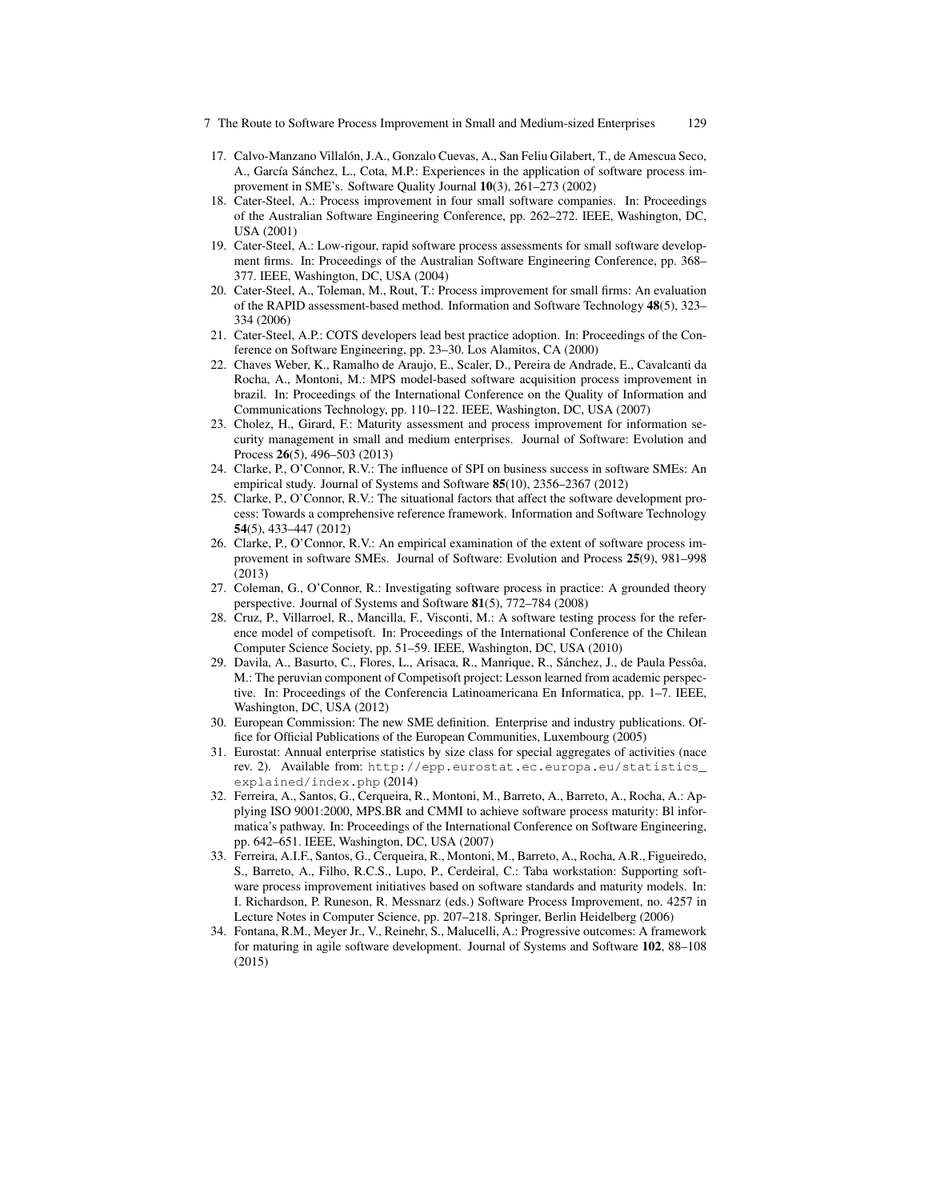17. Calvo-Manzano Villalón, J.A., Gonzalo Cuevas, A., San Feliu Gilabert, T., de Amescua Seco, A., García Sánchez, L., Cota, M.P.: Experiences in the application of software process improvement in SME's. Software Quality Journal **10**(3), 261–273 (2002)
18. Cater-Steel, A.: Process improvement in four small software companies. In: Proceedings of the Australian Software Engineering Conference, pp. 262–272. IEEE, Washington, DC, USA (2001)
19. Cater-Steel, A.: Low-rigour, rapid software process assessments for small software development firms. In: Proceedings of the Australian Software Engineering Conference, pp. 368–377. IEEE, Washington, DC, USA (2004)
20. Cater-Steel, A., Toleman, M., Rout, T.: Process improvement for small firms: An evaluation of the RAPID assessment-based method. Information and Software Technology **48**(5), 323–334 (2006)
21. Cater-Steel, A.P.: COTS developers lead best practice adoption. In: Proceedings of the Conference on Software Engineering, pp. 23–30. Los Alamitos, CA (2000)
22. Chaves Weber, K., Ramalho de Araujo, E., Scaler, D., Pereira de Andrade, E., Cavalcanti da Rocha, A., Montoni, M.: MPS model-based software acquisition process improvement in brazil. In: Proceedings of the International Conference on the Quality of Information and Communications Technology, pp. 110–122. IEEE, Washington, DC, USA (2007)
23. Cholez, H., Girard, F.: Maturity assessment and process improvement for information security management in small and medium enterprises. Journal of Software: Evolution and Process **26**(5), 496–503 (2013)
24. Clarke, P., O'Connor, R.V.: The influence of SPI on business success in software SMEs: An empirical study. Journal of Systems and Software **85**(10), 2356–2367 (2012)
25. Clarke, P., O'Connor, R.V.: The situational factors that affect the software development process: Towards a comprehensive reference framework. Information and Software Technology **54**(5), 433–447 (2012)
26. Clarke, P., O'Connor, R.V.: An empirical examination of the extent of software process improvement in software SMEs. Journal of Software: Evolution and Process **25**(9), 981–998 (2013)
27. Coleman, G., O'Connor, R.: Investigating software process in practice: A grounded theory perspective. Journal of Systems and Software **81**(5), 772–784 (2008)
28. Cruz, P., Villarroel, R., Mancilla, F., Visconti, M.: A software testing process for the reference model of competisoft. In: Proceedings of the International Conference of the Chilean Computer Science Society, pp. 51–59. IEEE, Washington, DC, USA (2010)
29. Davila, A., Basurto, C., Flores, L., Arisaca, R., Manrique, R., Sánchez, J., de Paula Pessôa, M.: The peruvian component of Competisoft project: Lesson learned from academic perspective. In: Proceedings of the Conferencia Latinoamericana En Informatica, pp. 1–7. IEEE, Washington, DC, USA (2012)
30. European Commission: The new SME definition. Enterprise and industry publications. Office for Official Publications of the European Communities, Luxembourg (2005)
31. Eurostat: Annual enterprise statistics by size class for special aggregates of activities (nace rev. 2). Available from: `http://epp.eurostat.ec.europa.eu/statistics_explained/index.php` (2014)
32. Ferreira, A., Santos, G., Cerqueira, R., Montoni, M., Barreto, A., Barreto, A., Rocha, A.: Applying ISO 9001:2000, MPS.BR and CMMI to achieve software process maturity: Bl informatica's pathway. In: Proceedings of the International Conference on Software Engineering, pp. 642–651. IEEE, Washington, DC, USA (2007)
33. Ferreira, A.I.F., Santos, G., Cerqueira, R., Montoni, M., Barreto, A., Rocha, A.R., Figueiredo, S., Barreto, A., Filho, R.C.S., Lupo, P., Cerdeiral, C.: Taba workstation: Supporting software process improvement initiatives based on software standards and maturity models. In: I. Richardson, P. Runeson, R. Messnarz (eds.) Software Process Improvement, no. 4257 in Lecture Notes in Computer Science, pp. 207–218. Springer, Berlin Heidelberg (2006)
34. Fontana, R.M., Meyer Jr., V., Reinehr, S., Malucelli, A.: Progressive outcomes: A framework for maturing in agile software development. Journal of Systems and Software **102**, 88–108 (2015)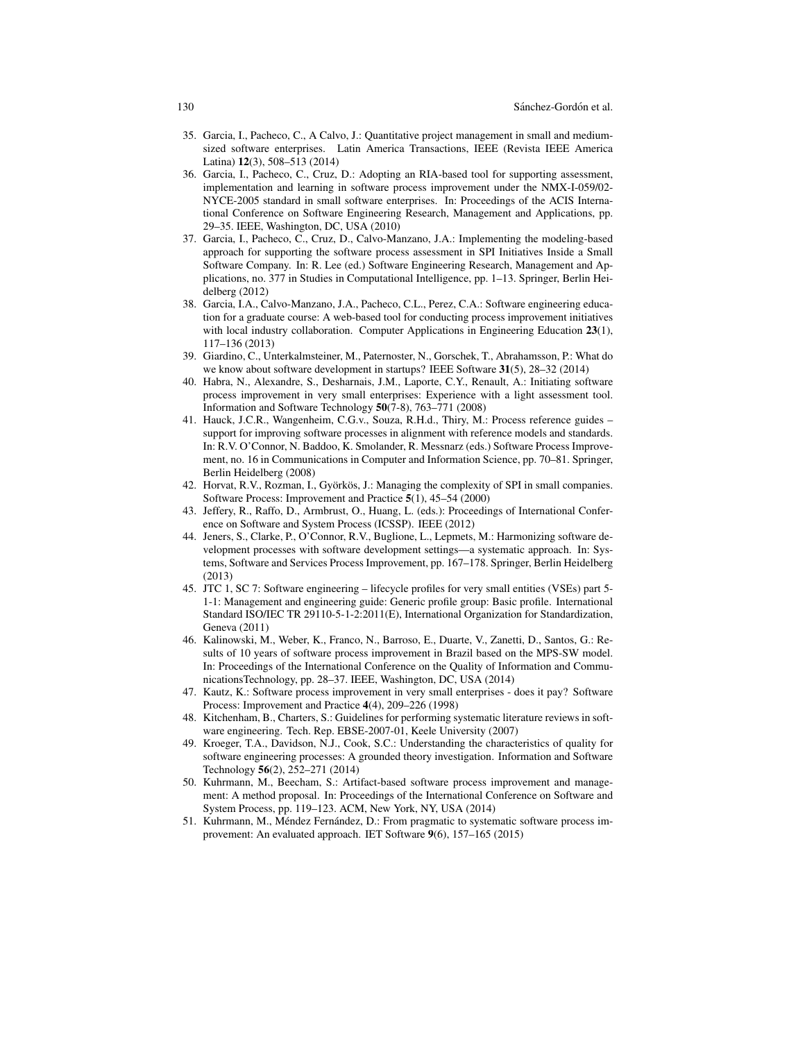35. Garcia, I., Pacheco, C., A Calvo, J.: Quantitative project management in small and medium-sized software enterprises. Latin America Transactions, IEEE (Revista IEEE America Latina) **12**(3), 508–513 (2014)
36. Garcia, I., Pacheco, C., Cruz, D.: Adopting an RIA-based tool for supporting assessment, implementation and learning in software process improvement under the NMX-I-059/02-NYCE-2005 standard in small software enterprises. In: Proceedings of the ACIS International Conference on Software Engineering Research, Management and Applications, pp. 29–35. IEEE, Washington, DC, USA (2010)
37. Garcia, I., Pacheco, C., Cruz, D., Calvo-Manzano, J.A.: Implementing the modeling-based approach for supporting the software process assessment in SPI Initiatives Inside a Small Software Company. In: R. Lee (ed.) Software Engineering Research, Management and Applications, no. 377 in Studies in Computational Intelligence, pp. 1–13. Springer, Berlin Heidelberg (2012)
38. Garcia, I.A., Calvo-Manzano, J.A., Pacheco, C.L., Perez, C.A.: Software engineering education for a graduate course: A web-based tool for conducting process improvement initiatives with local industry collaboration. Computer Applications in Engineering Education **23**(1), 117–136 (2013)
39. Giardino, C., Unterkalmsteiner, M., Paternoster, N., Gorschek, T., Abrahamsson, P.: What do we know about software development in startups? IEEE Software **31**(5), 28–32 (2014)
40. Habra, N., Alexandre, S., Desharnais, J.M., Laporte, C.Y., Renault, A.: Initiating software process improvement in very small enterprises: Experience with a light assessment tool. Information and Software Technology **50**(7-8), 763–771 (2008)
41. Hauck, J.C.R., Wangenheim, C.G.v., Souza, R.H.d., Thiry, M.: Process reference guides – support for improving software processes in alignment with reference models and standards. In: R.V. O'Connor, N. Baddoo, K. Smolander, R. Messnarz (eds.) Software Process Improvement, no. 16 in Communications in Computer and Information Science, pp. 70–81. Springer, Berlin Heidelberg (2008)
42. Horvat, R.V., Rozman, I., Györkös, J.: Managing the complexity of SPI in small companies. Software Process: Improvement and Practice **5**(1), 45–54 (2000)
43. Jeffery, R., Raffo, D., Armbrust, O., Huang, L. (eds.): Proceedings of International Conference on Software and System Process (ICSSP). IEEE (2012)
44. Jeners, S., Clarke, P., O'Connor, R.V., Buglione, L., Lepmets, M.: Harmonizing software development processes with software development settings—a systematic approach. In: Systems, Software and Services Process Improvement, pp. 167–178. Springer, Berlin Heidelberg (2013)
45. JTC 1, SC 7: Software engineering – lifecycle profiles for very small entities (VSEs) part 5-1-1: Management and engineering guide: Generic profile group: Basic profile. International Standard ISO/IEC TR 29110-5-1-2:2011(E), International Organization for Standardization, Geneva (2011)
46. Kalinowski, M., Weber, K., Franco, N., Barroso, E., Duarte, V., Zanetti, D., Santos, G.: Results of 10 years of software process improvement in Brazil based on the MPS-SW model. In: Proceedings of the International Conference on the Quality of Information and CommunicationsTechnology, pp. 28–37. IEEE, Washington, DC, USA (2014)
47. Kautz, K.: Software process improvement in very small enterprises - does it pay? Software Process: Improvement and Practice **4**(4), 209–226 (1998)
48. Kitchenham, B., Charters, S.: Guidelines for performing systematic literature reviews in software engineering. Tech. Rep. EBSE-2007-01, Keele University (2007)
49. Kroeger, T.A., Davidson, N.J., Cook, S.C.: Understanding the characteristics of quality for software engineering processes: A grounded theory investigation. Information and Software Technology **56**(2), 252–271 (2014)
50. Kuhrmann, M., Beecham, S.: Artifact-based software process improvement and management: A method proposal. In: Proceedings of the International Conference on Software and System Process, pp. 119–123. ACM, New York, NY, USA (2014)
51. Kuhrmann, M., Méndez Fernández, D.: From pragmatic to systematic software process improvement: An evaluated approach. IET Software **9**(6), 157–165 (2015)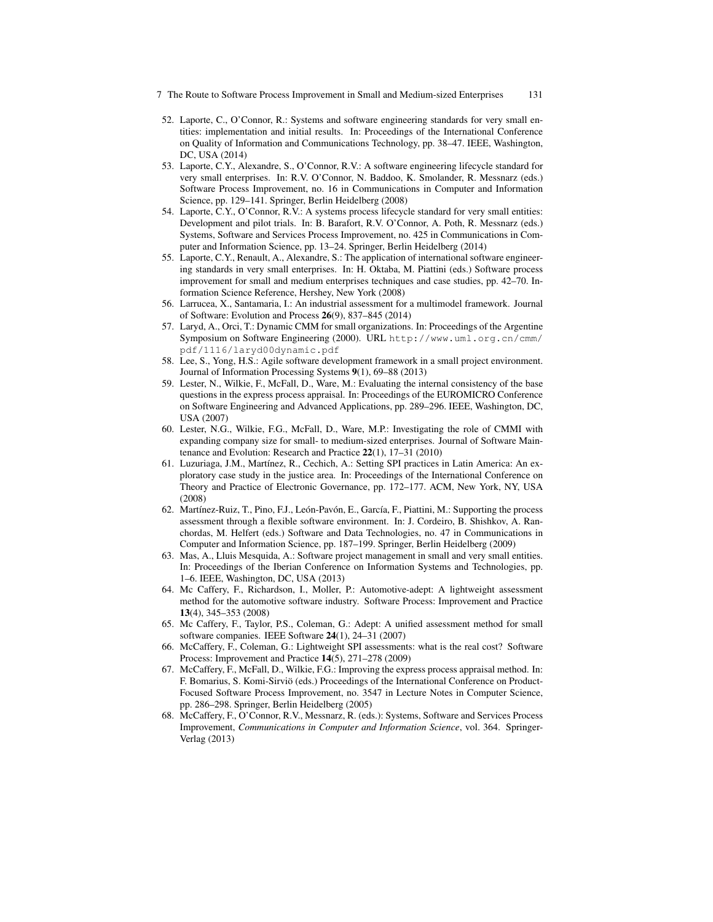52. Laporte, C., O'Connor, R.: Systems and software engineering standards for very small entities: implementation and initial results. In: Proceedings of the International Conference on Quality of Information and Communications Technology, pp. 38–47. IEEE, Washington, DC, USA (2014)
53. Laporte, C.Y., Alexandre, S., O'Connor, R.V.: A software engineering lifecycle standard for very small enterprises. In: R.V. O'Connor, N. Baddoo, K. Smolander, R. Messnarz (eds.) Software Process Improvement, no. 16 in Communications in Computer and Information Science, pp. 129–141. Springer, Berlin Heidelberg (2008)
54. Laporte, C.Y., O'Connor, R.V.: A systems process lifecycle standard for very small entities: Development and pilot trials. In: B. Barafort, R.V. O'Connor, A. Poth, R. Messnarz (eds.) Systems, Software and Services Process Improvement, no. 425 in Communications in Computer and Information Science, pp. 13–24. Springer, Berlin Heidelberg (2014)
55. Laporte, C.Y., Renault, A., Alexandre, S.: The application of international software engineering standards in very small enterprises. In: H. Oktaba, M. Piattini (eds.) Software process improvement for small and medium enterprises techniques and case studies, pp. 42–70. Information Science Reference, Hershey, New York (2008)
56. Larrucea, X., Santamaria, I.: An industrial assessment for a multimodel framework. Journal of Software: Evolution and Process **26**(9), 837–845 (2014)
57. Laryd, A., Orci, T.: Dynamic CMM for small organizations. In: Proceedings of the Argentine Symposium on Software Engineering (2000). URL `http://www.uml.org.cn/cmm/pdf/1116/laryd00dynamic.pdf`
58. Lee, S., Yong, H.S.: Agile software development framework in a small project environment. Journal of Information Processing Systems **9**(1), 69–88 (2013)
59. Lester, N., Wilkie, F., McFall, D., Ware, M.: Evaluating the internal consistency of the base questions in the express process appraisal. In: Proceedings of the EUROMICRO Conference on Software Engineering and Advanced Applications, pp. 289–296. IEEE, Washington, DC, USA (2007)
60. Lester, N.G., Wilkie, F.G., McFall, D., Ware, M.P.: Investigating the role of CMMI with expanding company size for small- to medium-sized enterprises. Journal of Software Maintenance and Evolution: Research and Practice **22**(1), 17–31 (2010)
61. Luzuriaga, J.M., Martínez, R., Cechich, A.: Setting SPI practices in Latin America: An exploratory case study in the justice area. In: Proceedings of the International Conference on Theory and Practice of Electronic Governance, pp. 172–177. ACM, New York, NY, USA (2008)
62. Martínez-Ruiz, T., Pino, F.J., León-Pavón, E., García, F., Piattini, M.: Supporting the process assessment through a flexible software environment. In: J. Cordeiro, B. Shishkov, A. Ranchordas, M. Helfert (eds.) Software and Data Technologies, no. 47 in Communications in Computer and Information Science, pp. 187–199. Springer, Berlin Heidelberg (2009)
63. Mas, A., Lluis Mesquida, A.: Software project management in small and very small entities. In: Proceedings of the Iberian Conference on Information Systems and Technologies, pp. 1–6. IEEE, Washington, DC, USA (2013)
64. Mc Caffery, F., Richardson, I., Moller, P.: Automotive-adept: A lightweight assessment method for the automotive software industry. Software Process: Improvement and Practice **13**(4), 345–353 (2008)
65. Mc Caffery, F., Taylor, P.S., Coleman, G.: Adept: A unified assessment method for small software companies. IEEE Software **24**(1), 24–31 (2007)
66. McCaffery, F., Coleman, G.: Lightweight SPI assessments: what is the real cost? Software Process: Improvement and Practice **14**(5), 271–278 (2009)
67. McCaffery, F., McFall, D., Wilkie, F.G.: Improving the express process appraisal method. In: F. Bomarius, S. Komi-Sirviö (eds.) Proceedings of the International Conference on Product-Focused Software Process Improvement, no. 3547 in Lecture Notes in Computer Science, pp. 286–298. Springer, Berlin Heidelberg (2005)
68. McCaffery, F., O'Connor, R.V., Messnarz, R. (eds.): Systems, Software and Services Process Improvement, *Communications in Computer and Information Science*, vol. 364. Springer-Verlag (2013)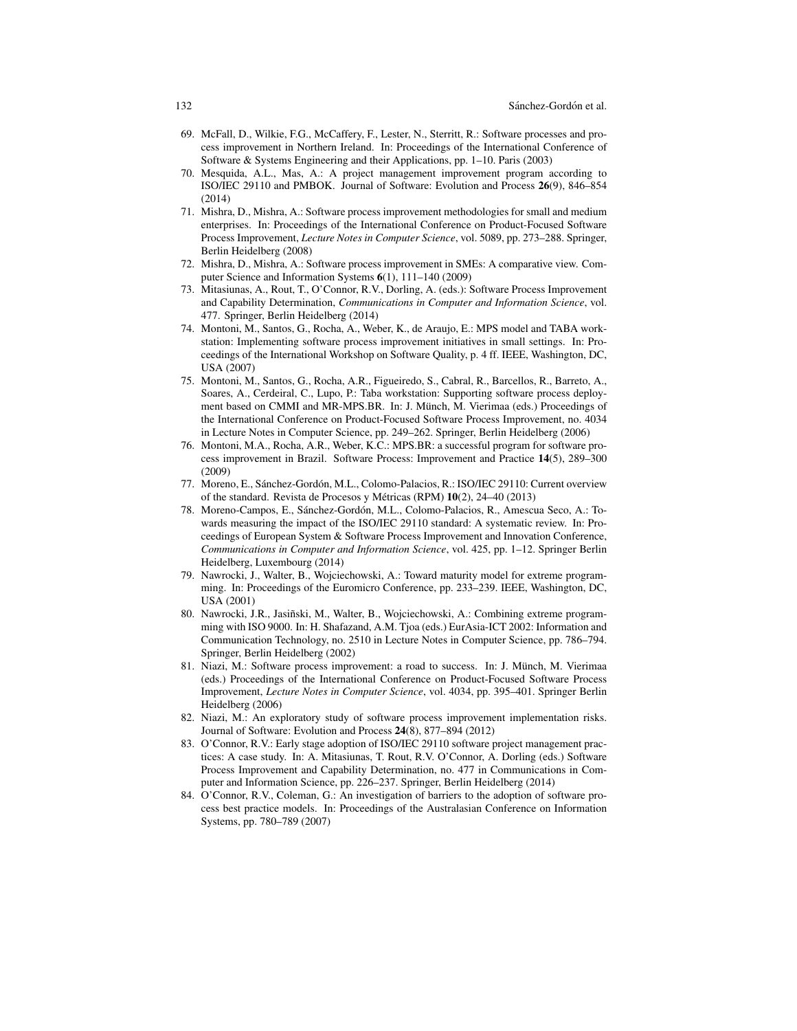69. McFall, D., Wilkie, F.G., McCaffery, F., Lester, N., Sterritt, R.: Software processes and process improvement in Northern Ireland. In: Proceedings of the International Conference of Software & Systems Engineering and their Applications, pp. 1–10. Paris (2003)
70. Mesquida, A.L., Mas, A.: A project management improvement program according to ISO/IEC 29110 and PMBOK. Journal of Software: Evolution and Process **26**(9), 846–854 (2014)
71. Mishra, D., Mishra, A.: Software process improvement methodologies for small and medium enterprises. In: Proceedings of the International Conference on Product-Focused Software Process Improvement, *Lecture Notes in Computer Science*, vol. 5089, pp. 273–288. Springer, Berlin Heidelberg (2008)
72. Mishra, D., Mishra, A.: Software process improvement in SMEs: A comparative view. Computer Science and Information Systems **6**(1), 111–140 (2009)
73. Mitasiunas, A., Rout, T., O'Connor, R.V., Dorling, A. (eds.): Software Process Improvement and Capability Determination, *Communications in Computer and Information Science*, vol. 477. Springer, Berlin Heidelberg (2014)
74. Montoni, M., Santos, G., Rocha, A., Weber, K., de Araujo, E.: MPS model and TABA workstation: Implementing software process improvement initiatives in small settings. In: Proceedings of the International Workshop on Software Quality, p. 4 ff. IEEE, Washington, DC, USA (2007)
75. Montoni, M., Santos, G., Rocha, A.R., Figueiredo, S., Cabral, R., Barcellos, R., Barreto, A., Soares, A., Cerdeiral, C., Lupo, P.: Taba workstation: Supporting software process deployment based on CMMI and MR-MPS.BR. In: J. Münch, M. Vierimaa (eds.) Proceedings of the International Conference on Product-Focused Software Process Improvement, no. 4034 in Lecture Notes in Computer Science, pp. 249–262. Springer, Berlin Heidelberg (2006)
76. Montoni, M.A., Rocha, A.R., Weber, K.C.: MPS.BR: a successful program for software process improvement in Brazil. Software Process: Improvement and Practice **14**(5), 289–300 (2009)
77. Moreno, E., Sánchez-Gordón, M.L., Colomo-Palacios, R.: ISO/IEC 29110: Current overview of the standard. Revista de Procesos y Métricas (RPM) **10**(2), 24–40 (2013)
78. Moreno-Campos, E., Sánchez-Gordón, M.L., Colomo-Palacios, R., Amescua Seco, A.: Towards measuring the impact of the ISO/IEC 29110 standard: A systematic review. In: Proceedings of European System & Software Process Improvement and Innovation Conference, *Communications in Computer and Information Science*, vol. 425, pp. 1–12. Springer Berlin Heidelberg, Luxembourg (2014)
79. Nawrocki, J., Walter, B., Wojciechowski, A.: Toward maturity model for extreme programming. In: Proceedings of the Euromicro Conference, pp. 233–239. IEEE, Washington, DC, USA (2001)
80. Nawrocki, J.R., Jasiñski, M., Walter, B., Wojciechowski, A.: Combining extreme programming with ISO 9000. In: H. Shafazand, A.M. Tjoa (eds.) EurAsia-ICT 2002: Information and Communication Technology, no. 2510 in Lecture Notes in Computer Science, pp. 786–794. Springer, Berlin Heidelberg (2002)
81. Niazi, M.: Software process improvement: a road to success. In: J. Münch, M. Vierimaa (eds.) Proceedings of the International Conference on Product-Focused Software Process Improvement, *Lecture Notes in Computer Science*, vol. 4034, pp. 395–401. Springer Berlin Heidelberg (2006)
82. Niazi, M.: An exploratory study of software process improvement implementation risks. Journal of Software: Evolution and Process **24**(8), 877–894 (2012)
83. O'Connor, R.V.: Early stage adoption of ISO/IEC 29110 software project management practices: A case study. In: A. Mitasiunas, T. Rout, R.V. O'Connor, A. Dorling (eds.) Software Process Improvement and Capability Determination, no. 477 in Communications in Computer and Information Science, pp. 226–237. Springer, Berlin Heidelberg (2014)
84. O'Connor, R.V., Coleman, G.: An investigation of barriers to the adoption of software process best practice models. In: Proceedings of the Australasian Conference on Information Systems, pp. 780–789 (2007)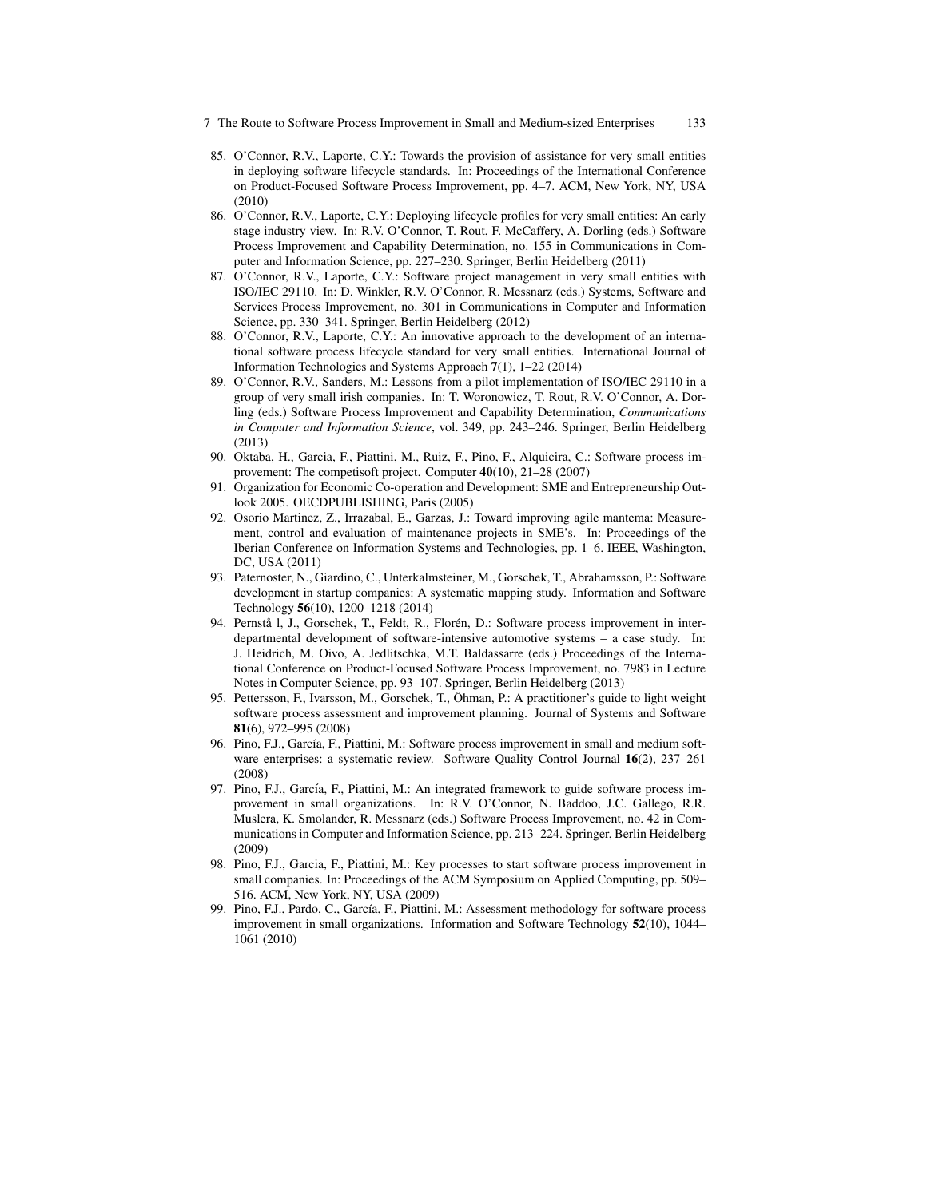85. O'Connor, R.V., Laporte, C.Y.: Towards the provision of assistance for very small entities in deploying software lifecycle standards. In: Proceedings of the International Conference on Product-Focused Software Process Improvement, pp. 4–7. ACM, New York, NY, USA (2010)
86. O'Connor, R.V., Laporte, C.Y.: Deploying lifecycle profiles for very small entities: An early stage industry view. In: R.V. O'Connor, T. Rout, F. McCaffery, A. Dorling (eds.) Software Process Improvement and Capability Determination, no. 155 in Communications in Computer and Information Science, pp. 227–230. Springer, Berlin Heidelberg (2011)
87. O'Connor, R.V., Laporte, C.Y.: Software project management in very small entities with ISO/IEC 29110. In: D. Winkler, R.V. O'Connor, R. Messnarz (eds.) Systems, Software and Services Process Improvement, no. 301 in Communications in Computer and Information Science, pp. 330–341. Springer, Berlin Heidelberg (2012)
88. O'Connor, R.V., Laporte, C.Y.: An innovative approach to the development of an international software process lifecycle standard for very small entities. International Journal of Information Technologies and Systems Approach **7**(1), 1–22 (2014)
89. O'Connor, R.V., Sanders, M.: Lessons from a pilot implementation of ISO/IEC 29110 in a group of very small irish companies. In: T. Woronowicz, T. Rout, R.V. O'Connor, A. Dorling (eds.) Software Process Improvement and Capability Determination, *Communications in Computer and Information Science*, vol. 349, pp. 243–246. Springer, Berlin Heidelberg (2013)
90. Oktaba, H., Garcia, F., Piattini, M., Ruiz, F., Pino, F., Alquicira, C.: Software process improvement: The competisoft project. Computer **40**(10), 21–28 (2007)
91. Organization for Economic Co-operation and Development: SME and Entrepreneurship Outlook 2005. OECDPUBLISHING, Paris (2005)
92. Osorio Martinez, Z., Irrazabal, E., Garzas, J.: Toward improving agile mantema: Measurement, control and evaluation of maintenance projects in SME's. In: Proceedings of the Iberian Conference on Information Systems and Technologies, pp. 1–6. IEEE, Washington, DC, USA (2011)
93. Paternoster, N., Giardino, C., Unterkalmsteiner, M., Gorschek, T., Abrahamsson, P.: Software development in startup companies: A systematic mapping study. Information and Software Technology **56**(10), 1200–1218 (2014)
94. Pernstå l, J., Gorschek, T., Feldt, R., Florén, D.: Software process improvement in inter-departmental development of software-intensive automotive systems – a case study. In: J. Heidrich, M. Oivo, A. Jedlitschka, M.T. Baldassarre (eds.) Proceedings of the International Conference on Product-Focused Software Process Improvement, no. 7983 in Lecture Notes in Computer Science, pp. 93–107. Springer, Berlin Heidelberg (2013)
95. Pettersson, F., Ivarsson, M., Gorschek, T., Öhman, P.: A practitioner's guide to light weight software process assessment and improvement planning. Journal of Systems and Software **81**(6), 972–995 (2008)
96. Pino, F.J., García, F., Piattini, M.: Software process improvement in small and medium software enterprises: a systematic review. Software Quality Control Journal **16**(2), 237–261 (2008)
97. Pino, F.J., García, F., Piattini, M.: An integrated framework to guide software process improvement in small organizations. In: R.V. O'Connor, N. Baddoo, J.C. Gallego, R.R. Muslera, K. Smolander, R. Messnarz (eds.) Software Process Improvement, no. 42 in Communications in Computer and Information Science, pp. 213–224. Springer, Berlin Heidelberg (2009)
98. Pino, F.J., Garcia, F., Piattini, M.: Key processes to start software process improvement in small companies. In: Proceedings of the ACM Symposium on Applied Computing, pp. 509–516. ACM, New York, NY, USA (2009)
99. Pino, F.J., Pardo, C., García, F., Piattini, M.: Assessment methodology for software process improvement in small organizations. Information and Software Technology **52**(10), 1044–1061 (2010)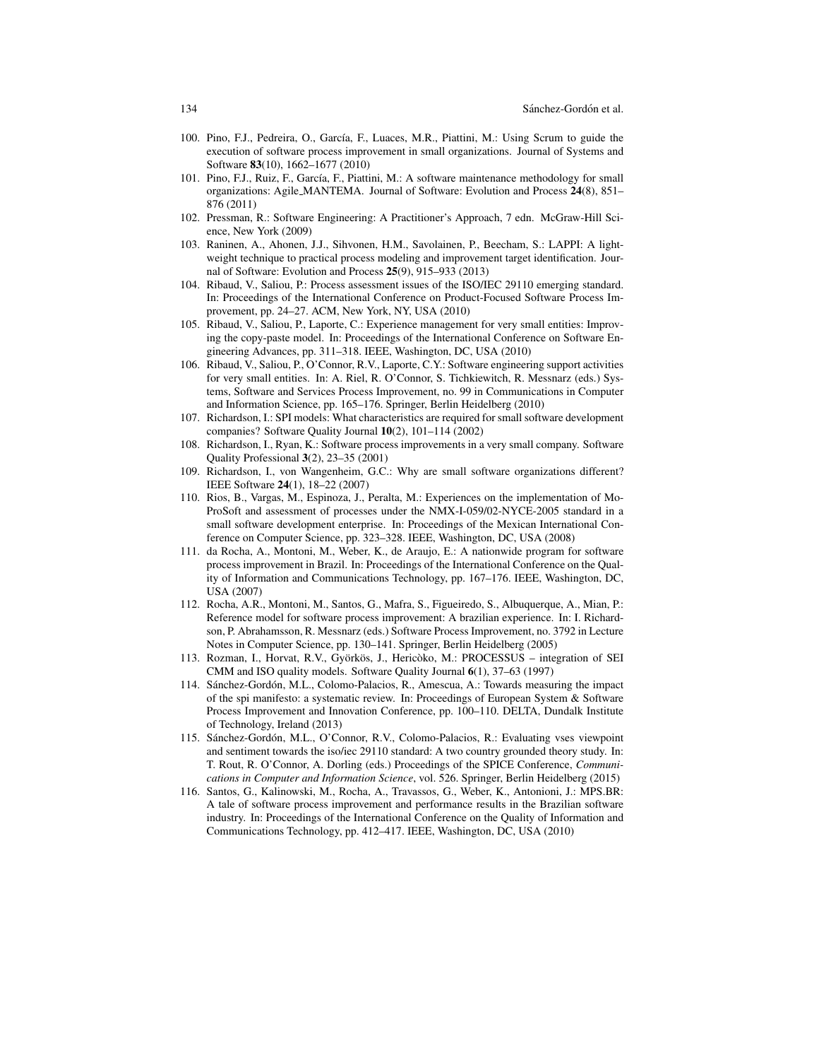100. Pino, F.J., Pedreira, O., García, F., Luaces, M.R., Piattini, M.: Using Scrum to guide the execution of software process improvement in small organizations. Journal of Systems and Software **83**(10), 1662–1677 (2010)
101. Pino, F.J., Ruiz, F., García, F., Piattini, M.: A software maintenance methodology for small organizations: Agile_MANTEMA. Journal of Software: Evolution and Process **24**(8), 851–876 (2011)
102. Pressman, R.: Software Engineering: A Practitioner's Approach, 7 edn. McGraw-Hill Science, New York (2009)
103. Raninen, A., Ahonen, J.J., Sihvonen, H.M., Savolainen, P., Beecham, S.: LAPPI: A lightweight technique to practical process modeling and improvement target identification. Journal of Software: Evolution and Process **25**(9), 915–933 (2013)
104. Ribaud, V., Saliou, P.: Process assessment issues of the ISO/IEC 29110 emerging standard. In: Proceedings of the International Conference on Product-Focused Software Process Improvement, pp. 24–27. ACM, New York, NY, USA (2010)
105. Ribaud, V., Saliou, P., Laporte, C.: Experience management for very small entities: Improving the copy-paste model. In: Proceedings of the International Conference on Software Engineering Advances, pp. 311–318. IEEE, Washington, DC, USA (2010)
106. Ribaud, V., Saliou, P., O'Connor, R.V., Laporte, C.Y.: Software engineering support activities for very small entities. In: A. Riel, R. O'Connor, S. Tichkiewitch, R. Messnarz (eds.) Systems, Software and Services Process Improvement, no. 99 in Communications in Computer and Information Science, pp. 165–176. Springer, Berlin Heidelberg (2010)
107. Richardson, I.: SPI models: What characteristics are required for small software development companies? Software Quality Journal **10**(2), 101–114 (2002)
108. Richardson, I., Ryan, K.: Software process improvements in a very small company. Software Quality Professional **3**(2), 23–35 (2001)
109. Richardson, I., von Wangenheim, G.C.: Why are small software organizations different? IEEE Software **24**(1), 18–22 (2007)
110. Rios, B., Vargas, M., Espinoza, J., Peralta, M.: Experiences on the implementation of MoProSoft and assessment of processes under the NMX-I-059/02-NYCE-2005 standard in a small software development enterprise. In: Proceedings of the Mexican International Conference on Computer Science, pp. 323–328. IEEE, Washington, DC, USA (2008)
111. da Rocha, A., Montoni, M., Weber, K., de Araujo, E.: A nationwide program for software process improvement in Brazil. In: Proceedings of the International Conference on the Quality of Information and Communications Technology, pp. 167–176. IEEE, Washington, DC, USA (2007)
112. Rocha, A.R., Montoni, M., Santos, G., Mafra, S., Figueiredo, S., Albuquerque, A., Mian, P.: Reference model for software process improvement: A brazilian experience. In: I. Richardson, P. Abrahamsson, R. Messnarz (eds.) Software Process Improvement, no. 3792 in Lecture Notes in Computer Science, pp. 130–141. Springer, Berlin Heidelberg (2005)
113. Rozman, I., Horvat, R.V., Györkös, J., Hericòko, M.: PROCESSUS – integration of SEI CMM and ISO quality models. Software Quality Journal **6**(1), 37–63 (1997)
114. Sánchez-Gordón, M.L., Colomo-Palacios, R., Amescua, A.: Towards measuring the impact of the spi manifesto: a systematic review. In: Proceedings of European System & Software Process Improvement and Innovation Conference, pp. 100–110. DELTA, Dundalk Institute of Technology, Ireland (2013)
115. Sánchez-Gordón, M.L., O'Connor, R.V., Colomo-Palacios, R.: Evaluating vses viewpoint and sentiment towards the iso/iec 29110 standard: A two country grounded theory study. In: T. Rout, R. O'Connor, A. Dorling (eds.) Proceedings of the SPICE Conference, *Communications in Computer and Information Science*, vol. 526. Springer, Berlin Heidelberg (2015)
116. Santos, G., Kalinowski, M., Rocha, A., Travassos, G., Weber, K., Antonioni, J.: MPS.BR: A tale of software process improvement and performance results in the Brazilian software industry. In: Proceedings of the International Conference on the Quality of Information and Communications Technology, pp. 412–417. IEEE, Washington, DC, USA (2010)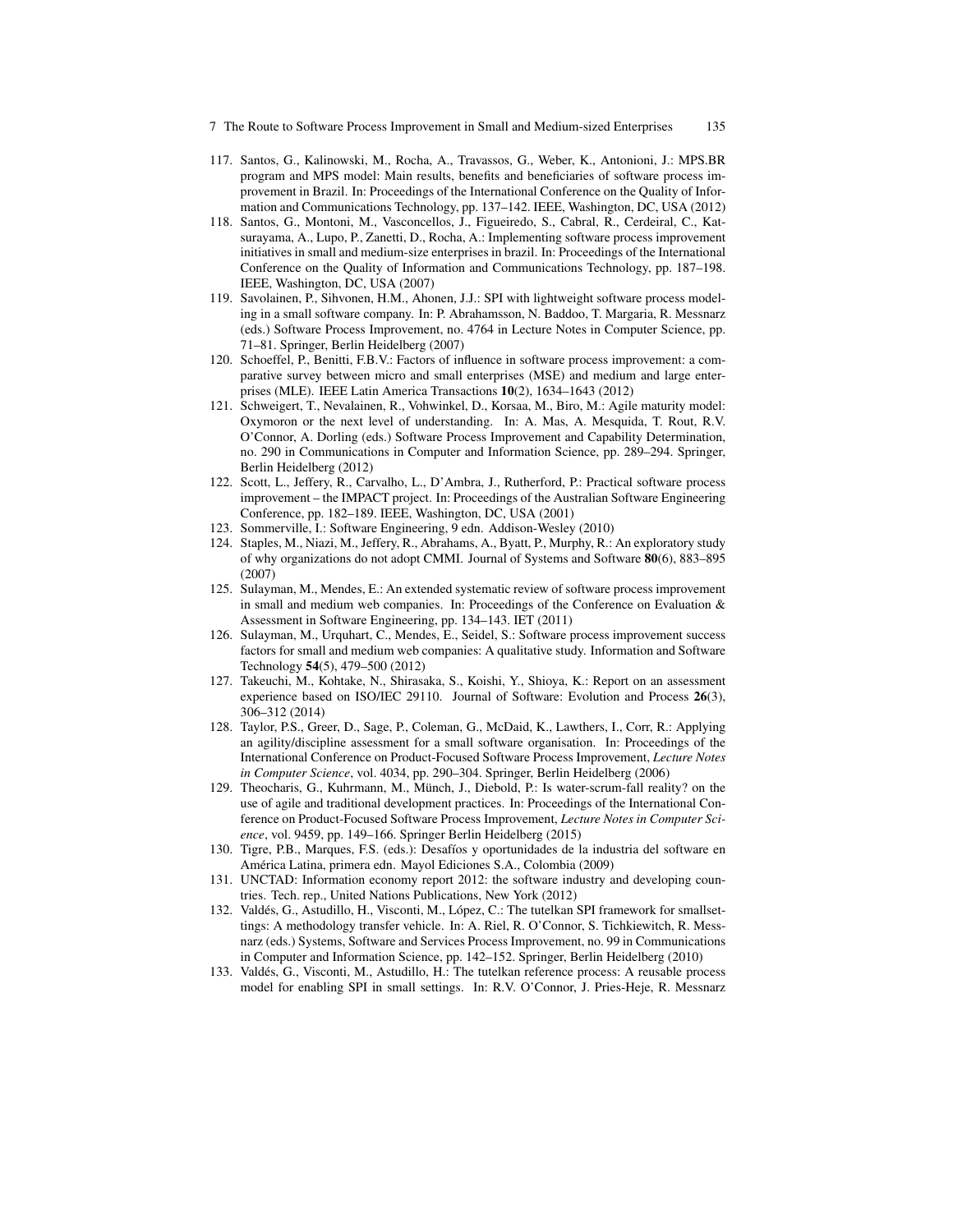117. Santos, G., Kalinowski, M., Rocha, A., Travassos, G., Weber, K., Antonioni, J.: MPS.BR program and MPS model: Main results, benefits and beneficiaries of software process improvement in Brazil. In: Proceedings of the International Conference on the Quality of Information and Communications Technology, pp. 137–142. IEEE, Washington, DC, USA (2012)
118. Santos, G., Montoni, M., Vasconcellos, J., Figueiredo, S., Cabral, R., Cerdeiral, C., Katsurayama, A., Lupo, P., Zanetti, D., Rocha, A.: Implementing software process improvement initiatives in small and medium-size enterprises in brazil. In: Proceedings of the International Conference on the Quality of Information and Communications Technology, pp. 187–198. IEEE, Washington, DC, USA (2007)
119. Savolainen, P., Sihvonen, H.M., Ahonen, J.J.: SPI with lightweight software process modeling in a small software company. In: P. Abrahamsson, N. Baddoo, T. Margaria, R. Messnarz (eds.) Software Process Improvement, no. 4764 in Lecture Notes in Computer Science, pp. 71–81. Springer, Berlin Heidelberg (2007)
120. Schoeffel, P., Benitti, F.B.V.: Factors of influence in software process improvement: a comparative survey between micro and small enterprises (MSE) and medium and large enterprises (MLE). IEEE Latin America Transactions **10**(2), 1634–1643 (2012)
121. Schweigert, T., Nevalainen, R., Vohwinkel, D., Korsaa, M., Biro, M.: Agile maturity model: Oxymoron or the next level of understanding. In: A. Mas, A. Mesquida, T. Rout, R.V. O'Connor, A. Dorling (eds.) Software Process Improvement and Capability Determination, no. 290 in Communications in Computer and Information Science, pp. 289–294. Springer, Berlin Heidelberg (2012)
122. Scott, L., Jeffery, R., Carvalho, L., D'Ambra, J., Rutherford, P.: Practical software process improvement – the IMPACT project. In: Proceedings of the Australian Software Engineering Conference, pp. 182–189. IEEE, Washington, DC, USA (2001)
123. Sommerville, I.: Software Engineering, 9 edn. Addison-Wesley (2010)
124. Staples, M., Niazi, M., Jeffery, R., Abrahams, A., Byatt, P., Murphy, R.: An exploratory study of why organizations do not adopt CMMI. Journal of Systems and Software **80**(6), 883–895 (2007)
125. Sulayman, M., Mendes, E.: An extended systematic review of software process improvement in small and medium web companies. In: Proceedings of the Conference on Evaluation & Assessment in Software Engineering, pp. 134–143. IET (2011)
126. Sulayman, M., Urquhart, C., Mendes, E., Seidel, S.: Software process improvement success factors for small and medium web companies: A qualitative study. Information and Software Technology **54**(5), 479–500 (2012)
127. Takeuchi, M., Kohtake, N., Shirasaka, S., Koishi, Y., Shioya, K.: Report on an assessment experience based on ISO/IEC 29110. Journal of Software: Evolution and Process **26**(3), 306–312 (2014)
128. Taylor, P.S., Greer, D., Sage, P., Coleman, G., McDaid, K., Lawthers, I., Corr, R.: Applying an agility/discipline assessment for a small software organisation. In: Proceedings of the International Conference on Product-Focused Software Process Improvement, *Lecture Notes in Computer Science*, vol. 4034, pp. 290–304. Springer, Berlin Heidelberg (2006)
129. Theocharis, G., Kuhrmann, M., Münch, J., Diebold, P.: Is water-scrum-fall reality? on the use of agile and traditional development practices. In: Proceedings of the International Conference on Product-Focused Software Process Improvement, *Lecture Notes in Computer Science*, vol. 9459, pp. 149–166. Springer Berlin Heidelberg (2015)
130. Tigre, P.B., Marques, F.S. (eds.): Desafíos y oportunidades de la industria del software en América Latina, primera edn. Mayol Ediciones S.A., Colombia (2009)
131. UNCTAD: Information economy report 2012: the software industry and developing countries. Tech. rep., United Nations Publications, New York (2012)
132. Valdés, G., Astudillo, H., Visconti, M., López, C.: The tutelkan SPI framework for smallsettings: A methodology transfer vehicle. In: A. Riel, R. O'Connor, S. Tichkiewitch, R. Messnarz (eds.) Systems, Software and Services Process Improvement, no. 99 in Communications in Computer and Information Science, pp. 142–152. Springer, Berlin Heidelberg (2010)
133. Valdés, G., Visconti, M., Astudillo, H.: The tutelkan reference process: A reusable process model for enabling SPI in small settings. In: R.V. O'Connor, J. Pries-Heje, R. Messnarz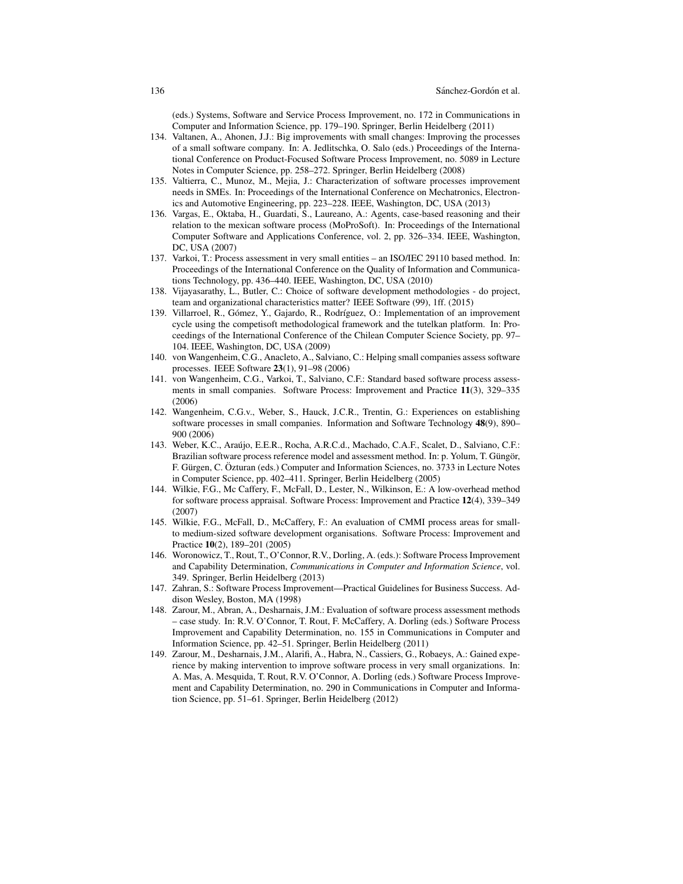(eds.) Systems, Software and Service Process Improvement, no. 172 in Communications in Computer and Information Science, pp. 179–190. Springer, Berlin Heidelberg (2011)

134. Valtanen, A., Ahonen, J.J.: Big improvements with small changes: Improving the processes of a small software company. In: A. Jedlitschka, O. Salo (eds.) Proceedings of the International Conference on Product-Focused Software Process Improvement, no. 5089 in Lecture Notes in Computer Science, pp. 258–272. Springer, Berlin Heidelberg (2008)
135. Valtierra, C., Munoz, M., Mejia, J.: Characterization of software processes improvement needs in SMEs. In: Proceedings of the International Conference on Mechatronics, Electronics and Automotive Engineering, pp. 223–228. IEEE, Washington, DC, USA (2013)
136. Vargas, E., Oktaba, H., Guardati, S., Laureano, A.: Agents, case-based reasoning and their relation to the mexican software process (MoProSoft). In: Proceedings of the International Computer Software and Applications Conference, vol. 2, pp. 326–334. IEEE, Washington, DC, USA (2007)
137. Varkoi, T.: Process assessment in very small entities – an ISO/IEC 29110 based method. In: Proceedings of the International Conference on the Quality of Information and Communications Technology, pp. 436–440. IEEE, Washington, DC, USA (2010)
138. Vijayasarathy, L., Butler, C.: Choice of software development methodologies - do project, team and organizational characteristics matter? IEEE Software (99), 1ff. (2015)
139. Villarroel, R., Gómez, Y., Gajardo, R., Rodríguez, O.: Implementation of an improvement cycle using the competisoft methodological framework and the tutelkan platform. In: Proceedings of the International Conference of the Chilean Computer Science Society, pp. 97–104. IEEE, Washington, DC, USA (2009)
140. von Wangenheim, C.G., Anacleto, A., Salviano, C.: Helping small companies assess software processes. IEEE Software **23**(1), 91–98 (2006)
141. von Wangenheim, C.G., Varkoi, T., Salviano, C.F.: Standard based software process assessments in small companies. Software Process: Improvement and Practice **11**(3), 329–335 (2006)
142. Wangenheim, C.G.v., Weber, S., Hauck, J.C.R., Trentin, G.: Experiences on establishing software processes in small companies. Information and Software Technology **48**(9), 890–900 (2006)
143. Weber, K.C., Araújo, E.E.R., Rocha, A.R.C.d., Machado, C.A.F., Scalet, D., Salviano, C.F.: Brazilian software process reference model and assessment method. In: p. Yolum, T. Güngör, F. Gürgen, C. Özturan (eds.) Computer and Information Sciences, no. 3733 in Lecture Notes in Computer Science, pp. 402–411. Springer, Berlin Heidelberg (2005)
144. Wilkie, F.G., Mc Caffery, F., McFall, D., Lester, N., Wilkinson, E.: A low-overhead method for software process appraisal. Software Process: Improvement and Practice **12**(4), 339–349 (2007)
145. Wilkie, F.G., McFall, D., McCaffery, F.: An evaluation of CMMI process areas for small-to medium-sized software development organisations. Software Process: Improvement and Practice **10**(2), 189–201 (2005)
146. Woronowicz, T., Rout, T., O'Connor, R.V., Dorling, A. (eds.): Software Process Improvement and Capability Determination, *Communications in Computer and Information Science*, vol. 349. Springer, Berlin Heidelberg (2013)
147. Zahran, S.: Software Process Improvement—Practical Guidelines for Business Success. Addison Wesley, Boston, MA (1998)
148. Zarour, M., Abran, A., Desharnais, J.M.: Evaluation of software process assessment methods – case study. In: R.V. O'Connor, T. Rout, F. McCaffery, A. Dorling (eds.) Software Process Improvement and Capability Determination, no. 155 in Communications in Computer and Information Science, pp. 42–51. Springer, Berlin Heidelberg (2011)
149. Zarour, M., Desharnais, J.M., Alarifi, A., Habra, N., Cassiers, G., Robaeys, A.: Gained experience by making intervention to improve software process in very small organizations. In: A. Mas, A. Mesquida, T. Rout, R.V. O'Connor, A. Dorling (eds.) Software Process Improvement and Capability Determination, no. 290 in Communications in Computer and Information Science, pp. 51–61. Springer, Berlin Heidelberg (2012)